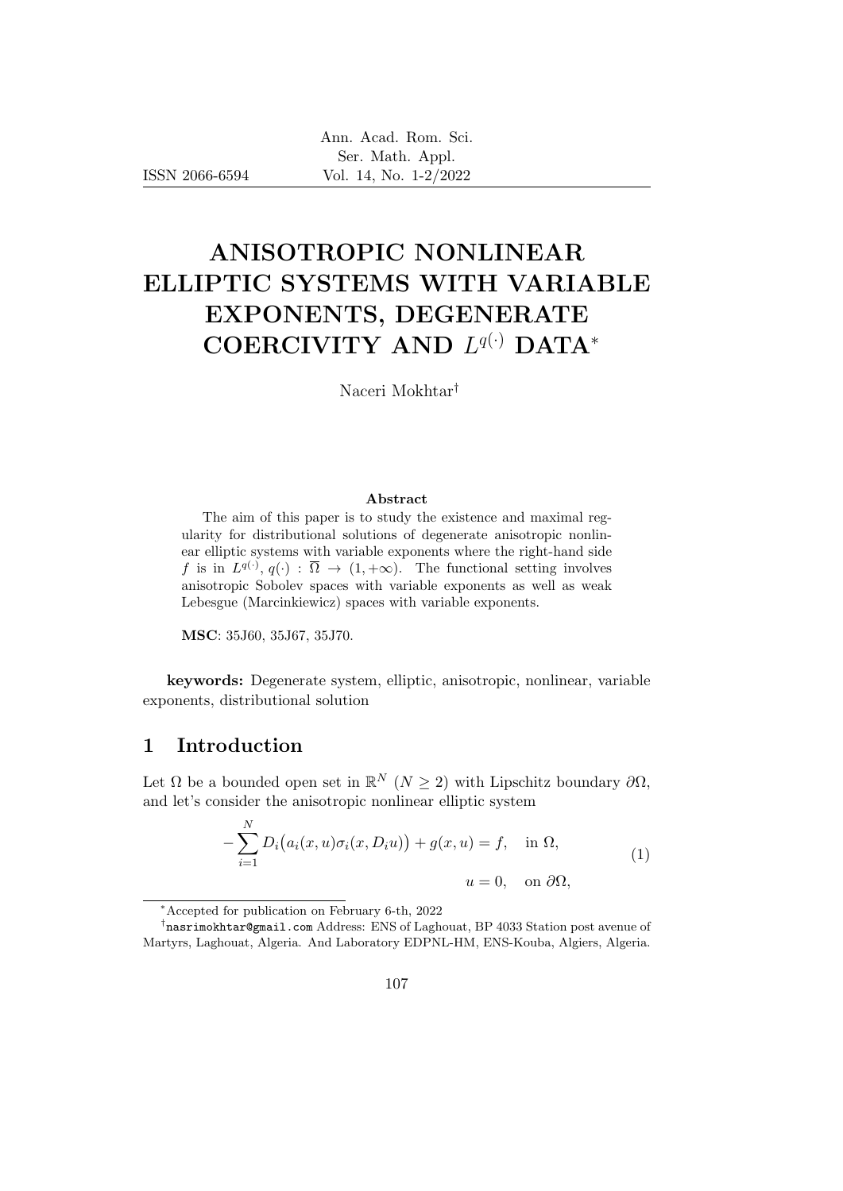# ANISOTROPIC NONLINEAR ELLIPTIC SYSTEMS WITH VARIABLE EXPONENTS, DEGENERATE COERCIVITY AND $L^{q(\cdot)}$ DATA*

Naceri Mokhtar†

### Abstract

The aim of this paper is to study the existence and maximal regularity for distributional solutions of degenerate anisotropic nonlinear elliptic systems with variable exponents where the right-hand side $f$ is in $L^{q(\cdot)}$, $q(\cdot) : \overline{\Omega} \to (1, +\infty)$. The functional setting involves anisotropic Sobolev spaces with variable exponents as well as weak Lebesgue (Marcinkiewicz) spaces with variable exponents.

**MSC**: 35J60, 35J67, 35J70.

**keywords:** Degenerate system, elliptic, anisotropic, nonlinear, variable exponents, distributional solution

## 1 Introduction

Let $\Omega$ be a bounded open set in $\mathbb{R}^N$ ($N \geq 2$) with Lipschitz boundary $\partial\Omega$, and let's consider the anisotropic nonlinear elliptic system

$$
\begin{aligned}
-\sum_{i=1}^{N} D_i\big(a_i(x,u)\sigma_i(x, D_i u)\big) + g(x,u) &= f, \quad \text{in } \Omega, \\
u &= 0, \quad \text{on } \partial\Omega,
\end{aligned}
\tag{1}
$$

*Accepted for publication on February 6-th, 2022

†nasrimokhtar@gmail.com Address: ENS of Laghouat, BP 4033 Station post avenue of Martyrs, Laghouat, Algeria. And Laboratory EDPNL-HM, ENS-Kouba, Algiers, Algeria.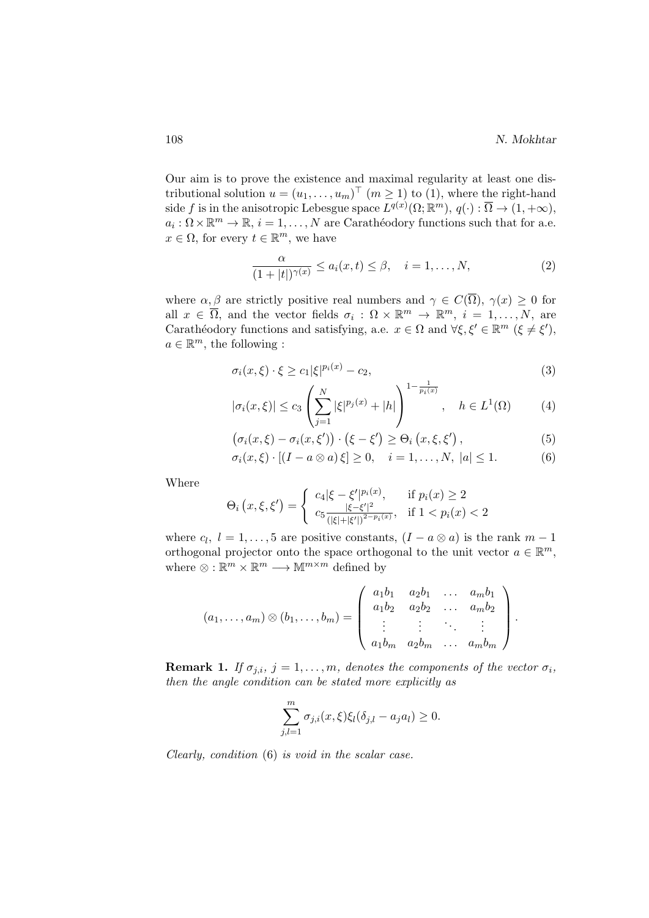Our aim is to prove the existence and maximal regularity at least one distributional solution $u = (u_1, \ldots, u_m)^\top$ $(m \geq 1)$ to (1), where the right-hand side $f$ is in the anisotropic Lebesgue space $L^{q(x)}(\Omega; \mathbb{R}^m)$, $q(\cdot) : \overline{\Omega} \to (1, +\infty)$, $a_i : \Omega \times \mathbb{R}^m \to \mathbb{R}$, $i = 1, \ldots, N$ are Carathéodory functions such that for a.e. $x \in \Omega$, for every $t \in \mathbb{R}^m$, we have

$$\frac{\alpha}{(1 + |t|)^{\gamma(x)}} \leq a_i(x, t) \leq \beta, \quad i = 1, \ldots, N, \tag{2}$$

where $\alpha, \beta$ are strictly positive real numbers and $\gamma \in C(\overline{\Omega})$, $\gamma(x) \geq 0$ for all $x \in \overline{\Omega}$, and the vector fields $\sigma_i : \Omega \times \mathbb{R}^m \to \mathbb{R}^m$, $i = 1, \ldots, N$, are Carathéodory functions and satisfying, a.e. $x \in \Omega$ and $\forall \xi, \xi' \in \mathbb{R}^m$ $(\xi \neq \xi')$, $a \in \mathbb{R}^m$, the following :

$$\sigma_i(x, \xi) \cdot \xi \geq c_1 |\xi|^{p_i(x)} - c_2, \tag{3}$$

$$|\sigma_i(x, \xi)| \leq c_3 \left( \sum_{j=1}^{N} |\xi|^{p_j(x)} + |h| \right)^{1 - \frac{1}{p_i(x)}}, \quad h \in L^1(\Omega) \tag{4}$$

$$\left(\sigma_i(x, \xi) - \sigma_i(x, \xi')\right) \cdot \left(\xi - \xi'\right) \geq \Theta_i\left(x, \xi, \xi'\right), \tag{5}$$

$$\sigma_i(x, \xi) \cdot \left[(I - a \otimes a)\, \xi\right] \geq 0, \quad i = 1, \ldots, N, \ |a| \leq 1. \tag{6}$$

Where

$$\Theta_i\left(x, \xi, \xi'\right) = \begin{cases} c_4 |\xi - \xi'|^{p_i(x)}, & \text{if } p_i(x) \geq 2 \\ c_5 \frac{|\xi - \xi'|^2}{(|\xi| + |\xi'|)^{2 - p_i(x)}}, & \text{if } 1 < p_i(x) < 2 \end{cases}$$

where $c_l$, $l = 1, \ldots, 5$ are positive constants, $(I - a \otimes a)$ is the rank $m-1$ orthogonal projector onto the space orthogonal to the unit vector $a \in \mathbb{R}^m$, where $\otimes : \mathbb{R}^m \times \mathbb{R}^m \longrightarrow \mathbb{M}^{m \times m}$ defined by

$$(a_1, \ldots, a_m) \otimes (b_1, \ldots, b_m) = \begin{pmatrix} a_1 b_1 & a_2 b_1 & \ldots & a_m b_1 \\ a_1 b_2 & a_2 b_2 & \ldots & a_m b_2 \\ \vdots & \vdots & \ddots & \vdots \\ a_1 b_m & a_2 b_m & \ldots & a_m b_m \end{pmatrix}.$$

**Remark 1.** *If $\sigma_{j,i}$, $j = 1, \ldots, m$, denotes the components of the vector $\sigma_i$, then the angle condition can be stated more explicitly as*

$$\sum_{j,l=1}^{m} \sigma_{j,i}(x, \xi) \xi_l (\delta_{j,l} - a_j a_l) \geq 0.$$

*Clearly, condition* (6) *is void in the scalar case.*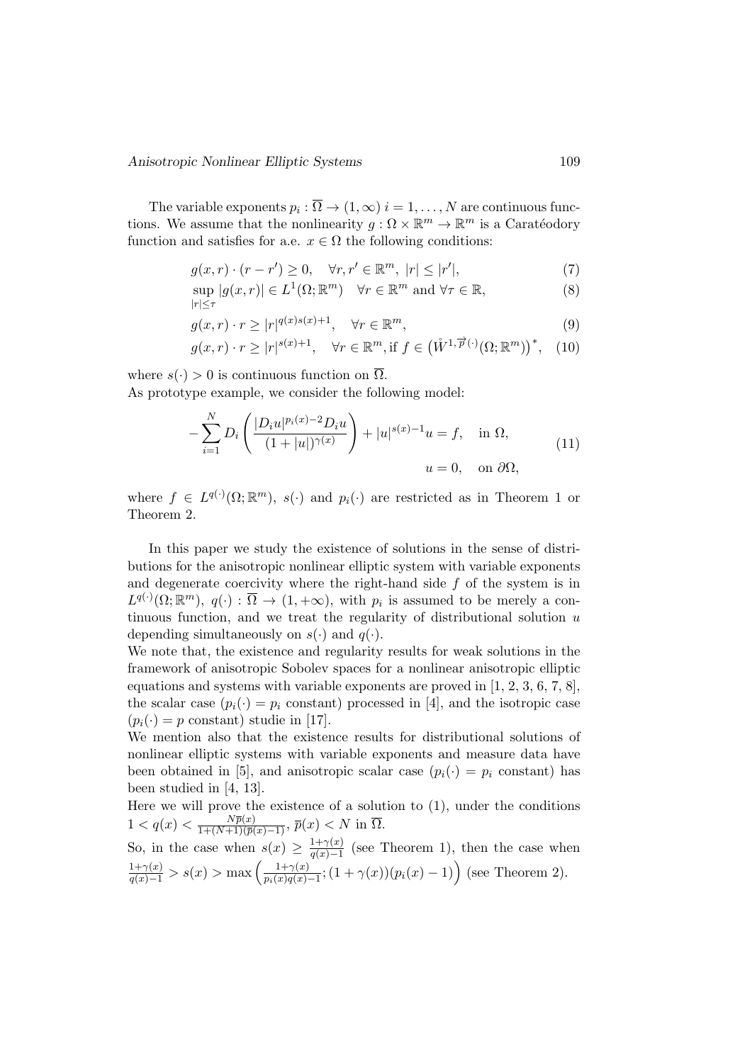The variable exponents $p_i : \overline{\Omega} \to (1, \infty)$ $i = 1, \ldots, N$ are continuous functions. We assume that the nonlinearity $g : \Omega \times \mathbb{R}^m \to \mathbb{R}^m$ is a Caratéodory function and satisfies for a.e. $x \in \Omega$ the following conditions:

$$g(x, r) \cdot (r - r') \geq 0, \quad \forall r, r' \in \mathbb{R}^m,\ |r| \leq |r'|, \tag{7}$$

$$\sup_{|r| \leq \tau} |g(x, r)| \in L^1(\Omega; \mathbb{R}^m) \quad \forall r \in \mathbb{R}^m \text{ and } \forall \tau \in \mathbb{R}, \tag{8}$$

$$g(x, r) \cdot r \geq |r|^{q(x)s(x)+1}, \quad \forall r \in \mathbb{R}^m, \tag{9}$$

$$g(x, r) \cdot r \geq |r|^{s(x)+1}, \quad \forall r \in \mathbb{R}^m, \text{if } f \in \left(\mathring{W}^{1, \overrightarrow{p}(\cdot)}(\Omega; \mathbb{R}^m)\right)^*, \tag{10}$$

where $s(\cdot) > 0$ is continuous function on $\overline{\Omega}$.
As prototype example, we consider the following model:

$$\begin{aligned} -\sum_{i=1}^{N} D_i \left( \frac{|D_i u|^{p_i(x)-2} D_i u}{(1 + |u|)^{\gamma(x)}} \right) + |u|^{s(x)-1} u = f, \quad \text{in } \Omega, \\ u = 0, \quad \text{on } \partial\Omega, \end{aligned} \tag{11}$$

where $f \in L^{q(\cdot)}(\Omega; \mathbb{R}^m)$, $s(\cdot)$ and $p_i(\cdot)$ are restricted as in Theorem 1 or Theorem 2.

In this paper we study the existence of solutions in the sense of distributions for the anisotropic nonlinear elliptic system with variable exponents and degenerate coercivity where the right-hand side $f$ of the system is in $L^{q(\cdot)}(\Omega; \mathbb{R}^m)$, $q(\cdot) : \overline{\Omega} \to (1, +\infty)$, with $p_i$ is assumed to be merely a continuous function, and we treat the regularity of distributional solution $u$ depending simultaneously on $s(\cdot)$ and $q(\cdot)$.
We note that, the existence and regularity results for weak solutions in the framework of anisotropic Sobolev spaces for a nonlinear anisotropic elliptic equations and systems with variable exponents are proved in [1, 2, 3, 6, 7, 8], the scalar case ($p_i(\cdot) = p_i$ constant) processed in [4], and the isotropic case ($p_i(\cdot) = p$ constant) studie in [17].
We mention also that the existence results for distributional solutions of nonlinear elliptic systems with variable exponents and measure data have been obtained in [5], and anisotropic scalar case ($p_i(\cdot) = p_i$ constant) has been studied in [4, 13].
Here we will prove the existence of a solution to (1), under the conditions $1 < q(x) < \frac{N\overline{p}(x)}{1+(N+1)(\overline{p}(x)-1)}$, $\overline{p}(x) < N$ in $\overline{\Omega}$.
So, in the case when $s(x) \geq \frac{1+\gamma(x)}{q(x)-1}$ (see Theorem 1), then the case when $\frac{1+\gamma(x)}{q(x)-1} > s(x) > \max\left(\frac{1+\gamma(x)}{p_i(x)q(x)-1}; (1 + \gamma(x))(p_i(x) - 1)\right)$ (see Theorem 2).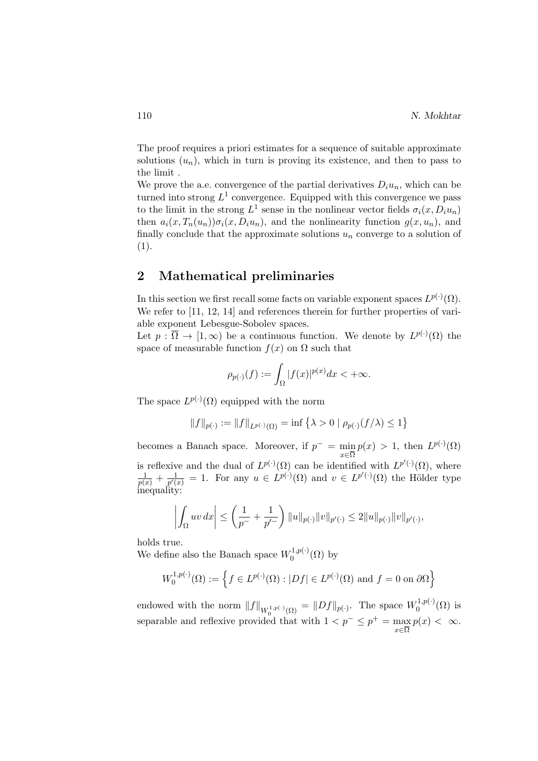The proof requires a priori estimates for a sequence of suitable approximate solutions $(u_n)$, which in turn is proving its existence, and then to pass to the limit .

We prove the a.e. convergence of the partial derivatives $D_i u_n$, which can be turned into strong $L^1$ convergence. Equipped with this convergence we pass to the limit in the strong $L^1$ sense in the nonlinear vector fields $\sigma_i(x, D_i u_n)$ then $a_i(x, T_n(u_n))\sigma_i(x, D_i u_n)$, and the nonlinearity function $g(x, u_n)$, and finally conclude that the approximate solutions $u_n$ converge to a solution of (1).

## 2 Mathematical preliminaries

In this section we first recall some facts on variable exponent spaces $L^{p(\cdot)}(\Omega)$. We refer to [11, 12, 14] and references therein for further properties of variable exponent Lebesgue-Sobolev spaces.

Let $p : \overline{\Omega} \to [1, \infty)$ be a continuous function. We denote by $L^{p(\cdot)}(\Omega)$ the space of measurable function $f(x)$ on $\Omega$ such that

$$\rho_{p(\cdot)}(f) := \int_\Omega |f(x)|^{p(x)} dx < +\infty.$$

The space $L^{p(\cdot)}(\Omega)$ equipped with the norm

$$\|f\|_{p(\cdot)} := \|f\|_{L^{p(\cdot)}(\Omega)} = \inf \left\{ \lambda > 0 \mid \rho_{p(\cdot)}(f/\lambda) \leq 1 \right\}$$

becomes a Banach space. Moreover, if $p^- = \min_{x \in \overline{\Omega}} p(x) > 1$, then $L^{p(\cdot)}(\Omega)$ is reflexive and the dual of $L^{p(\cdot)}(\Omega)$ can be identified with $L^{p'(\cdot)}(\Omega)$, where $\frac{1}{p(x)} + \frac{1}{p'(x)} = 1$. For any $u \in L^{p(\cdot)}(\Omega)$ and $v \in L^{p'(\cdot)}(\Omega)$ the Hölder type inequality:

$$\left| \int_\Omega uv \, dx \right| \leq \left( \frac{1}{p^-} + \frac{1}{p'^-} \right) \|u\|_{p(\cdot)} \|v\|_{p'(\cdot)} \leq 2 \|u\|_{p(\cdot)} \|v\|_{p'(\cdot)},$$

holds true.

We define also the Banach space $W_0^{1,p(\cdot)}(\Omega)$ by

$$W_0^{1,p(\cdot)}(\Omega) := \left\{ f \in L^{p(\cdot)}(\Omega) : |Df| \in L^{p(\cdot)}(\Omega) \text{ and } f = 0 \text{ on } \partial\Omega \right\}$$

endowed with the norm $\|f\|_{W_0^{1,p(\cdot)}(\Omega)} = \|Df\|_{p(\cdot)}$. The space $W_0^{1,p(\cdot)}(\Omega)$ is separable and reflexive provided that with $1 < p^- \leq p^+ = \max_{x \in \overline{\Omega}} p(x) < \infty$.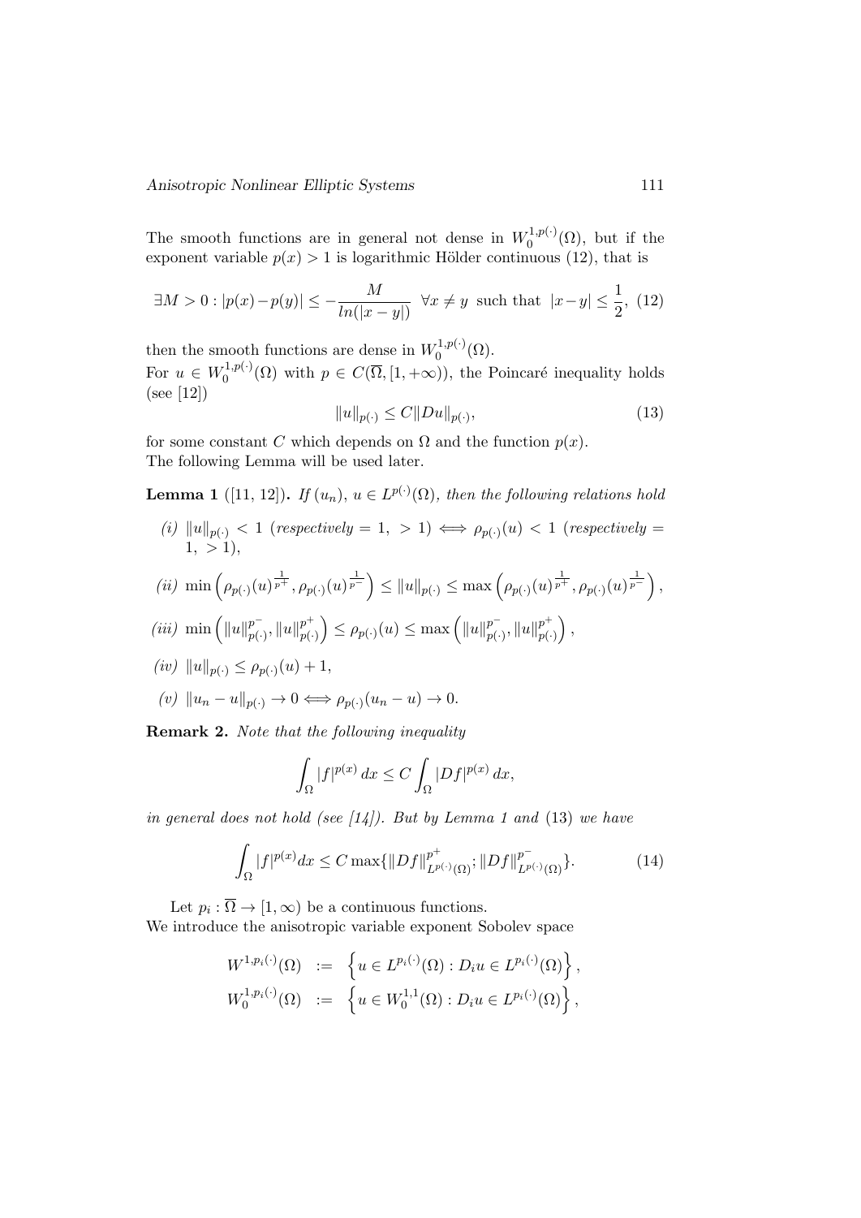The smooth functions are in general not dense in $W_0^{1,p(\cdot)}(\Omega)$, but if the exponent variable $p(x) > 1$ is logarithmic Hölder continuous (12), that is

$$\exists M > 0 : |p(x) - p(y)| \leq -\frac{M}{ln(|x-y|)} \quad \forall x \neq y \text{ such that } |x-y| \leq \frac{1}{2}, \tag{12}$$

then the smooth functions are dense in $W_0^{1,p(\cdot)}(\Omega)$.
For $u \in W_0^{1,p(\cdot)}(\Omega)$ with $p \in C(\overline{\Omega}, [1, +\infty))$, the Poincaré inequality holds (see [12])

$$\|u\|_{p(\cdot)} \leq C \|Du\|_{p(\cdot)}, \tag{13}$$

for some constant $C$ which depends on $\Omega$ and the function $p(x)$.
The following Lemma will be used later.

**Lemma 1** ([11, 12]). *If $(u_n)$, $u \in L^{p(\cdot)}(\Omega)$, then the following relations hold*

*(i)* $\|u\|_{p(\cdot)} < 1$ *(respectively* $= 1$, $> 1$*)* $\Longleftrightarrow \rho_{p(\cdot)}(u) < 1$ *(respectively* $= 1$, $> 1$*),*

*(ii)* $\min\left(\rho_{p(\cdot)}(u)^{\frac{1}{p^+}}, \rho_{p(\cdot)}(u)^{\frac{1}{p^-}}\right) \leq \|u\|_{p(\cdot)} \leq \max\left(\rho_{p(\cdot)}(u)^{\frac{1}{p^+}}, \rho_{p(\cdot)}(u)^{\frac{1}{p^-}}\right)$,

*(iii)* $\min\left(\|u\|_{p(\cdot)}^{p^-}, \|u\|_{p(\cdot)}^{p^+}\right) \leq \rho_{p(\cdot)}(u) \leq \max\left(\|u\|_{p(\cdot)}^{p^-}, \|u\|_{p(\cdot)}^{p^+}\right)$,

*(iv)* $\|u\|_{p(\cdot)} \leq \rho_{p(\cdot)}(u) + 1$,

*(v)* $\|u_n - u\|_{p(\cdot)} \to 0 \Longleftrightarrow \rho_{p(\cdot)}(u_n - u) \to 0$.

**Remark 2.** *Note that the following inequality*

$$\int_\Omega |f|^{p(x)}\, dx \leq C \int_\Omega |Df|^{p(x)}\, dx,$$

*in general does not hold (see [14]). But by Lemma 1 and* (13) *we have*

$$\int_\Omega |f|^{p(x)} dx \leq C \max\{\|Df\|_{L^{p(\cdot)}(\Omega)}^{p^+}; \|Df\|_{L^{p(\cdot)}(\Omega)}^{p^-}\}. \tag{14}$$

Let $p_i : \overline{\Omega} \to [1, \infty)$ be a continuous functions.
We introduce the anisotropic variable exponent Sobolev space

$$\begin{aligned}
W^{1,p_i(\cdot)}(\Omega) &:= \left\{ u \in L^{p_i(\cdot)}(\Omega) : D_i u \in L^{p_i(\cdot)}(\Omega) \right\}, \\
W_0^{1,p_i(\cdot)}(\Omega) &:= \left\{ u \in W_0^{1,1}(\Omega) : D_i u \in L^{p_i(\cdot)}(\Omega) \right\},
\end{aligned}$$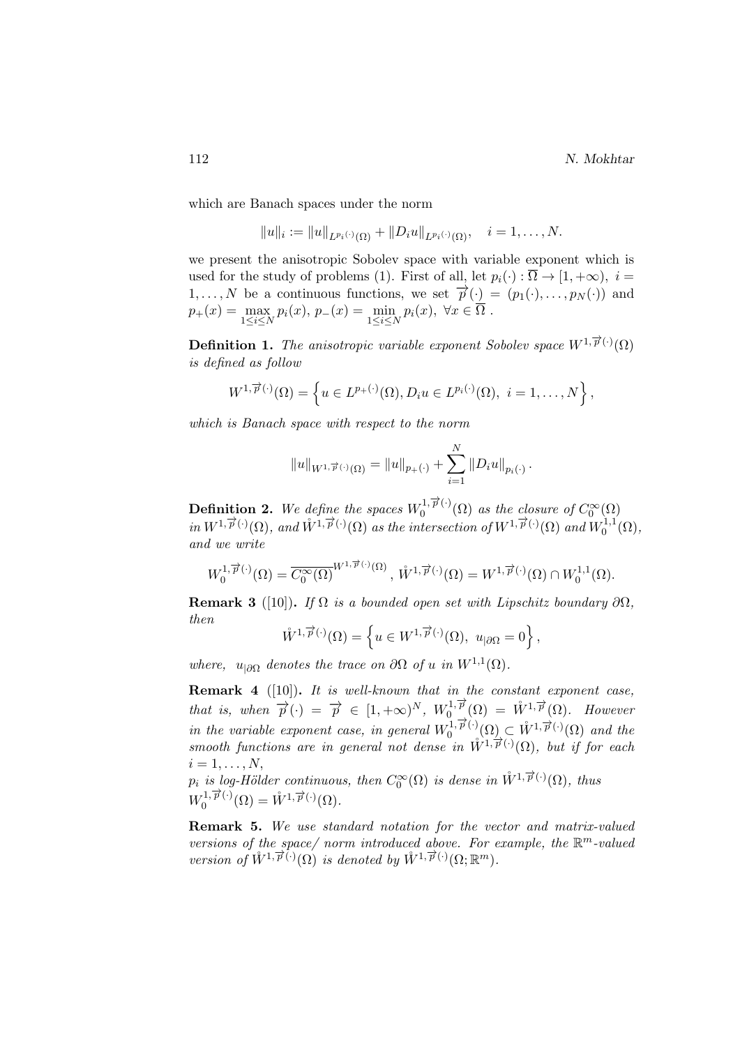which are Banach spaces under the norm

$$\|u\|_i := \|u\|_{L^{p_i(\cdot)}(\Omega)} + \|D_i u\|_{L^{p_i(\cdot)}(\Omega)}, \quad i = 1, \ldots, N.$$

we present the anisotropic Sobolev space with variable exponent which is used for the study of problems (1). First of all, let $p_i(\cdot) : \overline{\Omega} \to [1, +\infty)$, $i = 1, \ldots, N$ be a continuous functions, we set $\overrightarrow{p}(\cdot) = (p_1(\cdot), \ldots, p_N(\cdot))$ and $p_+(x) = \max_{1 \le i \le N} p_i(x)$, $p_-(x) = \min_{1 \le i \le N} p_i(x)$, $\forall x \in \overline{\Omega}$ .

**Definition 1.** *The anisotropic variable exponent Sobolev space $W^{1,\overrightarrow{p}(\cdot)}(\Omega)$ is defined as follow*

$$W^{1,\overrightarrow{p}(\cdot)}(\Omega) = \left\{ u \in L^{p_+(\cdot)}(\Omega), D_i u \in L^{p_i(\cdot)}(\Omega), \ i = 1, \ldots, N \right\},$$

*which is Banach space with respect to the norm*

$$\|u\|_{W^{1,\overrightarrow{p}(\cdot)}(\Omega)} = \|u\|_{p_+(\cdot)} + \sum_{i=1}^{N} \|D_i u\|_{p_i(\cdot)}.$$

**Definition 2.** *We define the spaces $W_0^{1,\overrightarrow{p}(\cdot)}(\Omega)$ as the closure of $C_0^\infty(\Omega)$ in $W^{1,\overrightarrow{p}(\cdot)}(\Omega)$, and $\mathring{W}^{1,\overrightarrow{p}(\cdot)}(\Omega)$ as the intersection of $W^{1,\overrightarrow{p}(\cdot)}(\Omega)$ and $W_0^{1,1}(\Omega)$, and we write*

$$W_0^{1,\overrightarrow{p}(\cdot)}(\Omega) = \overline{C_0^\infty(\Omega)}^{W^{1,\overrightarrow{p}(\cdot)}(\Omega)}, \ \mathring{W}^{1,\overrightarrow{p}(\cdot)}(\Omega) = W^{1,\overrightarrow{p}(\cdot)}(\Omega) \cap W_0^{1,1}(\Omega).$$

**Remark 3** ([10])**.** *If $\Omega$ is a bounded open set with Lipschitz boundary $\partial\Omega$, then*

$$\mathring{W}^{1,\overrightarrow{p}(\cdot)}(\Omega) = \left\{ u \in W^{1,\overrightarrow{p}(\cdot)}(\Omega), \ u_{|\partial\Omega} = 0 \right\},$$

*where, $u_{|\partial\Omega}$ denotes the trace on $\partial\Omega$ of $u$ in $W^{1,1}(\Omega)$.*

**Remark 4** ([10])**.** *It is well-known that in the constant exponent case, that is, when $\overrightarrow{p}(\cdot) = \overrightarrow{p} \in [1, +\infty)^N$, $W_0^{1,\overrightarrow{p}}(\Omega) = \mathring{W}^{1,\overrightarrow{p}}(\Omega)$. However in the variable exponent case, in general $W_0^{1,\overrightarrow{p}(\cdot)}(\Omega) \subset \mathring{W}^{1,\overrightarrow{p}(\cdot)}(\Omega)$ and the smooth functions are in general not dense in $\mathring{W}^{1,\overrightarrow{p}(\cdot)}(\Omega)$, but if for each $i = 1, \ldots, N$,*
*$p_i$ is log-Hölder continuous, then $C_0^\infty(\Omega)$ is dense in $\mathring{W}^{1,\overrightarrow{p}(\cdot)}(\Omega)$, thus $W_0^{1,\overrightarrow{p}(\cdot)}(\Omega) = \mathring{W}^{1,\overrightarrow{p}(\cdot)}(\Omega)$.*

**Remark 5.** *We use standard notation for the vector and matrix-valued versions of the space/ norm introduced above. For example, the $\mathbb{R}^m$-valued version of $\mathring{W}^{1,\overrightarrow{p}(\cdot)}(\Omega)$ is denoted by $\mathring{W}^{1,\overrightarrow{p}(\cdot)}(\Omega; \mathbb{R}^m)$.*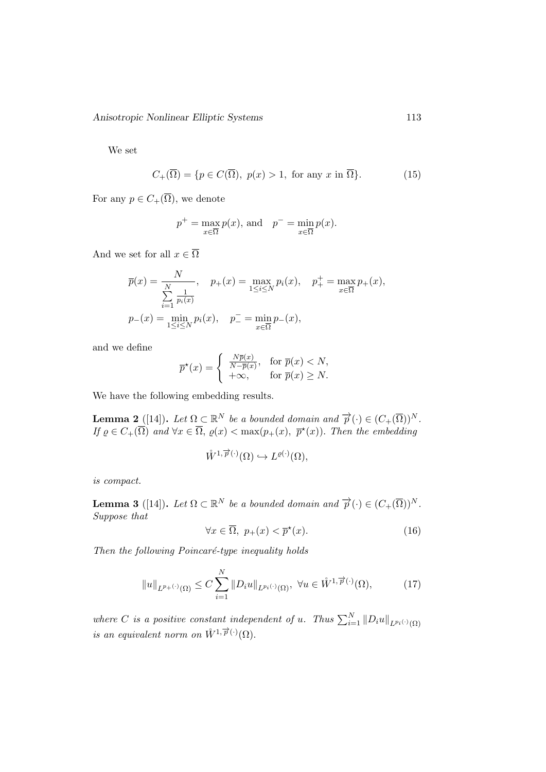We set

$$C_+(\overline{\Omega}) = \{p \in C(\overline{\Omega}),\ p(x) > 1, \text{ for any } x \text{ in } \overline{\Omega}\}. \tag{15}$$

For any $p \in C_+(\overline{\Omega})$, we denote

$$p^+ = \max_{x\in\overline{\Omega}} p(x), \text{ and } \quad p^- = \min_{x\in\overline{\Omega}} p(x).$$

And we set for all $x \in \overline{\Omega}$

$$\overline{p}(x) = \frac{N}{\sum\limits_{i=1}^{N} \frac{1}{p_i(x)}}, \quad p_+(x) = \max_{1\le i\le N} p_i(x), \quad p_+^+ = \max_{x\in\overline{\Omega}} p_+(x),$$
$$p_-(x) = \min_{1\le i\le N} p_i(x), \quad p_-^- = \min_{x\in\overline{\Omega}} p_-(x),$$

and we define

$$\overline{p}^\star(x) = \begin{cases} \frac{N\overline{p}(x)}{N-\overline{p}(x)}, & \text{for } \overline{p}(x) < N, \\ +\infty, & \text{for } \overline{p}(x) \ge N. \end{cases}$$

We have the following embedding results.

**Lemma 2** ([14])**.** *Let $\Omega \subset \mathbb{R}^N$ be a bounded domain and $\overrightarrow{p}(\cdot) \in (C_+(\overline{\Omega}))^N$. If $\varrho \in C_+(\overline{\Omega})$ and $\forall x \in \overline{\Omega}$, $\varrho(x) < \max(p_+(x),\ \overline{p}^\star(x))$. Then the embedding*

$$\mathring{W}^{1,\overrightarrow{p}(\cdot)}(\Omega) \hookrightarrow L^{\varrho(\cdot)}(\Omega),$$

*is compact.*

**Lemma 3** ([14])**.** *Let $\Omega \subset \mathbb{R}^N$ be a bounded domain and $\overrightarrow{p}(\cdot) \in (C_+(\overline{\Omega}))^N$. Suppose that*

$$\forall x \in \overline{\Omega},\ p_+(x) < \overline{p}^\star(x). \tag{16}$$

*Then the following Poincaré-type inequality holds*

$$\|u\|_{L^{p_+(\cdot)}(\Omega)} \le C \sum_{i=1}^{N} \|D_i u\|_{L^{p_i(\cdot)}(\Omega)},\ \forall u \in \mathring{W}^{1,\overrightarrow{p}(\cdot)}(\Omega), \tag{17}$$

*where $C$ is a positive constant independent of $u$. Thus $\sum_{i=1}^{N} \|D_i u\|_{L^{p_i(\cdot)}(\Omega)}$ is an equivalent norm on $\mathring{W}^{1,\overrightarrow{p}(\cdot)}(\Omega)$.*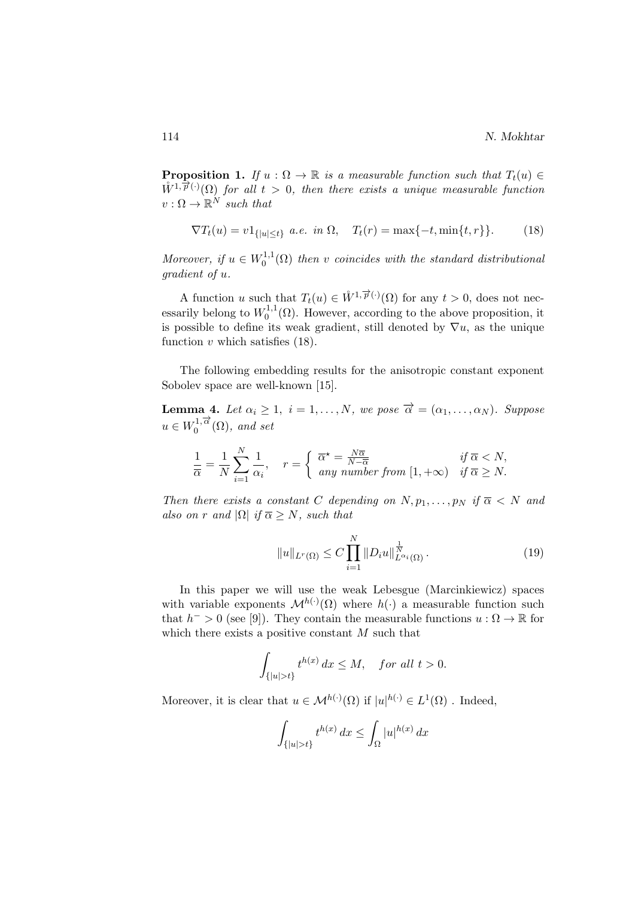**Proposition 1.** *If $u : \Omega \to \mathbb{R}$ is a measurable function such that $T_t(u) \in \mathring{W}^{1,\overrightarrow{p}(\cdot)}(\Omega)$ for all $t > 0$, then there exists a unique measurable function $v : \Omega \to \mathbb{R}^N$ such that*

$$\nabla T_t(u) = v 1_{\{|u| \leq t\}} \ a.e. \ in \ \Omega, \quad T_t(r) = \max\{-t, \min\{t, r\}\}. \tag{18}$$

*Moreover, if $u \in W_0^{1,1}(\Omega)$ then $v$ coincides with the standard distributional gradient of $u$.*

A function $u$ such that $T_t(u) \in \mathring{W}^{1,\overrightarrow{p}(\cdot)}(\Omega)$ for any $t > 0$, does not necessarily belong to $W_0^{1,1}(\Omega)$. However, according to the above proposition, it is possible to define its weak gradient, still denoted by $\nabla u$, as the unique function $v$ which satisfies (18).

The following embedding results for the anisotropic constant exponent Sobolev space are well-known [15].

**Lemma 4.** *Let $\alpha_i \geq 1, \ i = 1, \ldots, N$, we pose $\overrightarrow{\alpha} = (\alpha_1, \ldots, \alpha_N)$. Suppose $u \in W_0^{1,\overrightarrow{\alpha}}(\Omega)$, and set*

$$\frac{1}{\overline{\alpha}} = \frac{1}{N} \sum_{i=1}^{N} \frac{1}{\alpha_i}, \quad r = \begin{cases} \overline{\alpha}^\star = \frac{N\overline{\alpha}}{N - \overline{\alpha}} & \text{if } \overline{\alpha} < N, \\ \text{any number from } [1, +\infty) & \text{if } \overline{\alpha} \geq N. \end{cases}$$

*Then there exists a constant $C$ depending on $N, p_1, \ldots, p_N$ if $\overline{\alpha} < N$ and also on $r$ and $|\Omega|$ if $\overline{\alpha} \geq N$, such that*

$$\|u\|_{L^r(\Omega)} \leq C \prod_{i=1}^{N} \|D_i u\|_{L^{\alpha_i}(\Omega)}^{\frac{1}{N}}. \tag{19}$$

In this paper we will use the weak Lebesgue (Marcinkiewicz) spaces with variable exponents $\mathcal{M}^{h(\cdot)}(\Omega)$ where $h(\cdot)$ a measurable function such that $h^- > 0$ (see [9]). They contain the measurable functions $u : \Omega \to \mathbb{R}$ for which there exists a positive constant $M$ such that

$$\int_{\{|u|>t\}} t^{h(x)} \, dx \leq M, \quad \text{for all } t > 0.$$

Moreover, it is clear that $u \in \mathcal{M}^{h(\cdot)}(\Omega)$ if $|u|^{h(\cdot)} \in L^1(\Omega)$ . Indeed,

$$\int_{\{|u|>t\}} t^{h(x)} \, dx \leq \int_{\Omega} |u|^{h(x)} \, dx$$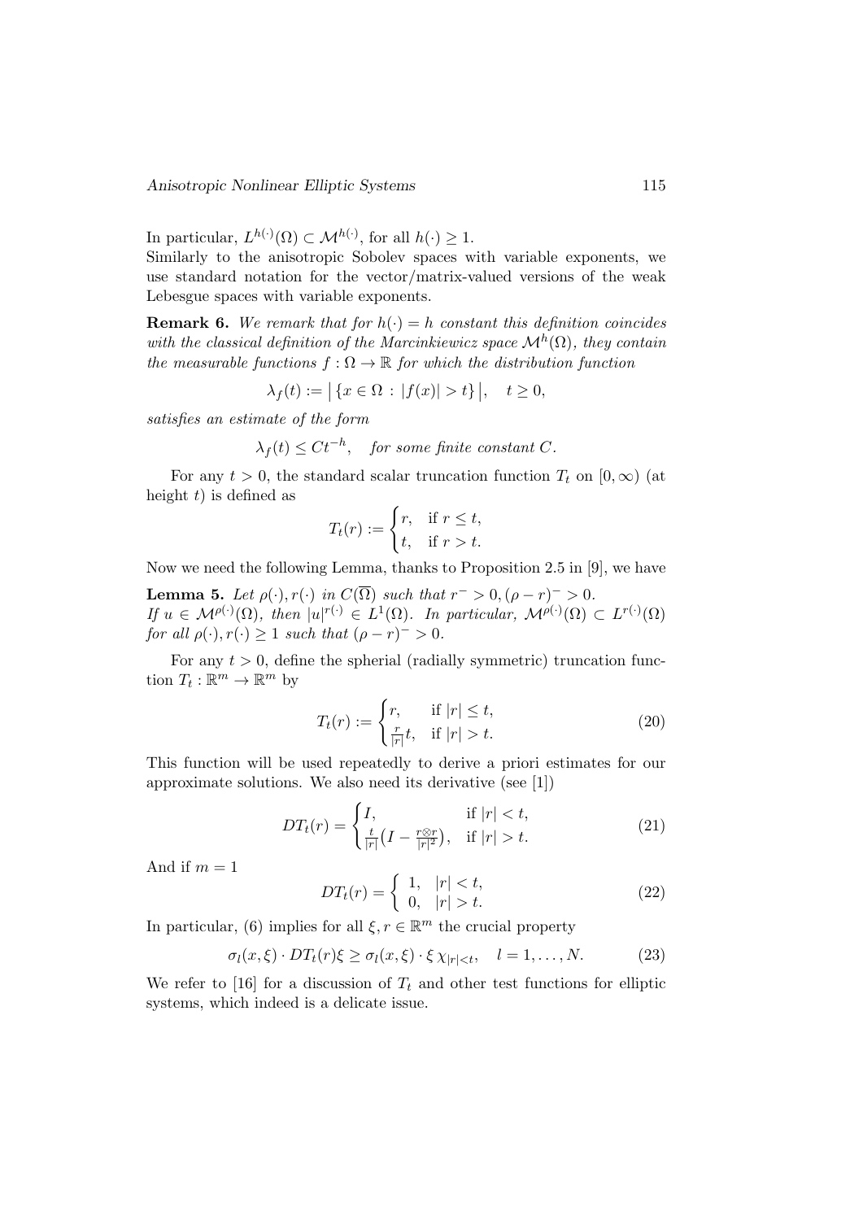In particular, $L^{h(\cdot)}(\Omega) \subset \mathcal{M}^{h(\cdot)}$, for all $h(\cdot) \geq 1$.
Similarly to the anisotropic Sobolev spaces with variable exponents, we use standard notation for the vector/matrix-valued versions of the weak Lebesgue spaces with variable exponents.

**Remark 6.** *We remark that for $h(\cdot) = h$ constant this definition coincides with the classical definition of the Marcinkiewicz space $\mathcal{M}^h(\Omega)$, they contain the measurable functions $f : \Omega \to \mathbb{R}$ for which the distribution function*

$$\lambda_f(t) := \big| \{x \in \Omega \, : \, |f(x)| > t\} \big|, \quad t \geq 0,$$

*satisfies an estimate of the form*

$$\lambda_f(t) \leq Ct^{-h}, \quad \textit{for some finite constant } C.$$

For any $t > 0$, the standard scalar truncation function $T_t$ on $[0, \infty)$ (at height $t$) is defined as

$$T_t(r) := \begin{cases} r, & \text{if } r \leq t, \\ t, & \text{if } r > t. \end{cases}$$

Now we need the following Lemma, thanks to Proposition 2.5 in [9], we have

**Lemma 5.** *Let $\rho(\cdot), r(\cdot)$ in $C(\overline{\Omega})$ such that $r^- > 0, (\rho - r)^- > 0$. If $u \in \mathcal{M}^{\rho(\cdot)}(\Omega)$, then $|u|^{r(\cdot)} \in L^1(\Omega)$. In particular, $\mathcal{M}^{\rho(\cdot)}(\Omega) \subset L^{r(\cdot)}(\Omega)$ for all $\rho(\cdot), r(\cdot) \geq 1$ such that $(\rho - r)^- > 0$.*

For any $t > 0$, define the spherial (radially symmetric) truncation function $T_t : \mathbb{R}^m \to \mathbb{R}^m$ by

$$T_t(r) := \begin{cases} r, & \text{if } |r| \leq t, \\ \frac{r}{|r|}t, & \text{if } |r| > t. \end{cases} \tag{20}$$

This function will be used repeatedly to derive a priori estimates for our approximate solutions. We also need its derivative (see [1])

$$DT_t(r) = \begin{cases} I, & \text{if } |r| < t, \\ \frac{t}{|r|}\big(I - \frac{r \otimes r}{|r|^2}\big), & \text{if } |r| > t. \end{cases} \tag{21}$$

And if $m = 1$

$$DT_t(r) = \begin{cases} 1, & |r| < t, \\ 0, & |r| > t. \end{cases} \tag{22}$$

In particular, (6) implies for all $\xi, r \in \mathbb{R}^m$ the crucial property

$$\sigma_l(x, \xi) \cdot DT_t(r)\xi \geq \sigma_l(x, \xi) \cdot \xi \, \chi_{|r|<t}, \quad l = 1, \ldots, N. \tag{23}$$

We refer to [16] for a discussion of $T_t$ and other test functions for elliptic systems, which indeed is a delicate issue.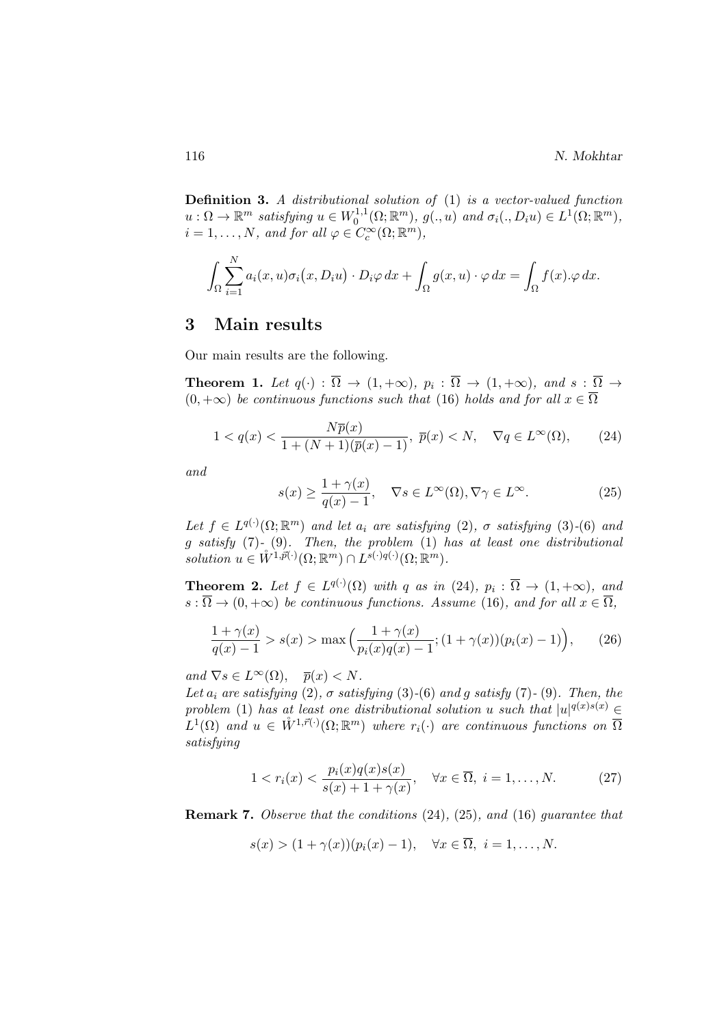**Definition 3.** *A distributional solution of* (1) *is a vector-valued function* $u : \Omega \to \mathbb{R}^m$ *satisfying* $u \in W_0^{1,1}(\Omega; \mathbb{R}^m)$*,* $g(., u)$ *and* $\sigma_i(., D_i u) \in L^1(\Omega; \mathbb{R}^m)$*,* $i = 1, \ldots, N$*, and for all* $\varphi \in C_c^\infty(\Omega; \mathbb{R}^m)$*,*

$$\int_\Omega \sum_{i=1}^N a_i(x, u)\sigma_i\big(x, D_i u\big) \cdot D_i\varphi \, dx + \int_\Omega g(x, u) \cdot \varphi \, dx = \int_\Omega f(x).\varphi \, dx.$$

## 3 Main results

Our main results are the following.

**Theorem 1.** *Let* $q(\cdot) : \overline{\Omega} \to (1, +\infty)$*,* $p_i : \overline{\Omega} \to (1, +\infty)$*, and* $s : \overline{\Omega} \to (0, +\infty)$ *be continuous functions such that* (16) *holds and for all* $x \in \overline{\Omega}$

$$1 < q(x) < \frac{N\overline{p}(x)}{1 + (N+1)(\overline{p}(x) - 1)}, \; \overline{p}(x) < N, \quad \nabla q \in L^\infty(\Omega), \tag{24}$$

*and*

$$s(x) \geq \frac{1 + \gamma(x)}{q(x) - 1}, \quad \nabla s \in L^\infty(\Omega), \nabla \gamma \in L^\infty. \tag{25}$$

*Let* $f \in L^{q(\cdot)}(\Omega; \mathbb{R}^m)$ *and let* $a_i$ *are satisfying* (2)*,* $\sigma$ *satisfying* (3)-(6) *and* $g$ *satisfy* (7)- (9)*. Then, the problem* (1) *has at least one distributional solution* $u \in \mathring{W}^{1,\vec{p}(\cdot)}(\Omega; \mathbb{R}^m) \cap L^{s(\cdot)q(\cdot)}(\Omega; \mathbb{R}^m)$*.*

**Theorem 2.** *Let* $f \in L^{q(\cdot)}(\Omega)$ *with* $q$ *as in* (24)*,* $p_i : \overline{\Omega} \to (1, +\infty)$*, and* $s : \overline{\Omega} \to (0, +\infty)$ *be continuous functions. Assume* (16)*, and for all* $x \in \overline{\Omega}$*,*

$$\frac{1 + \gamma(x)}{q(x) - 1} > s(x) > \max\Big(\frac{1 + \gamma(x)}{p_i(x)q(x) - 1}; (1 + \gamma(x))(p_i(x) - 1)\Big), \tag{26}$$

*and* $\nabla s \in L^\infty(\Omega)$*,* $\quad \overline{p}(x) < N$*.*
*Let* $a_i$ *are satisfying* (2)*,* $\sigma$ *satisfying* (3)-(6) *and* $g$ *satisfy* (7)- (9)*. Then, the problem* (1) *has at least one distributional solution* $u$ *such that* $|u|^{q(x)s(x)} \in L^1(\Omega)$ *and* $u \in \mathring{W}^{1,\vec{r}(\cdot)}(\Omega; \mathbb{R}^m)$ *where* $r_i(\cdot)$ *are continuous functions on* $\overline{\Omega}$ *satisfying*

$$1 < r_i(x) < \frac{p_i(x)q(x)s(x)}{s(x) + 1 + \gamma(x)}, \quad \forall x \in \overline{\Omega}, \; i = 1, \ldots, N. \tag{27}$$

**Remark 7.** *Observe that the conditions* (24)*,* (25)*, and* (16) *guarantee that*

$$s(x) > (1 + \gamma(x))(p_i(x) - 1), \quad \forall x \in \overline{\Omega}, \; i = 1, \ldots, N.$$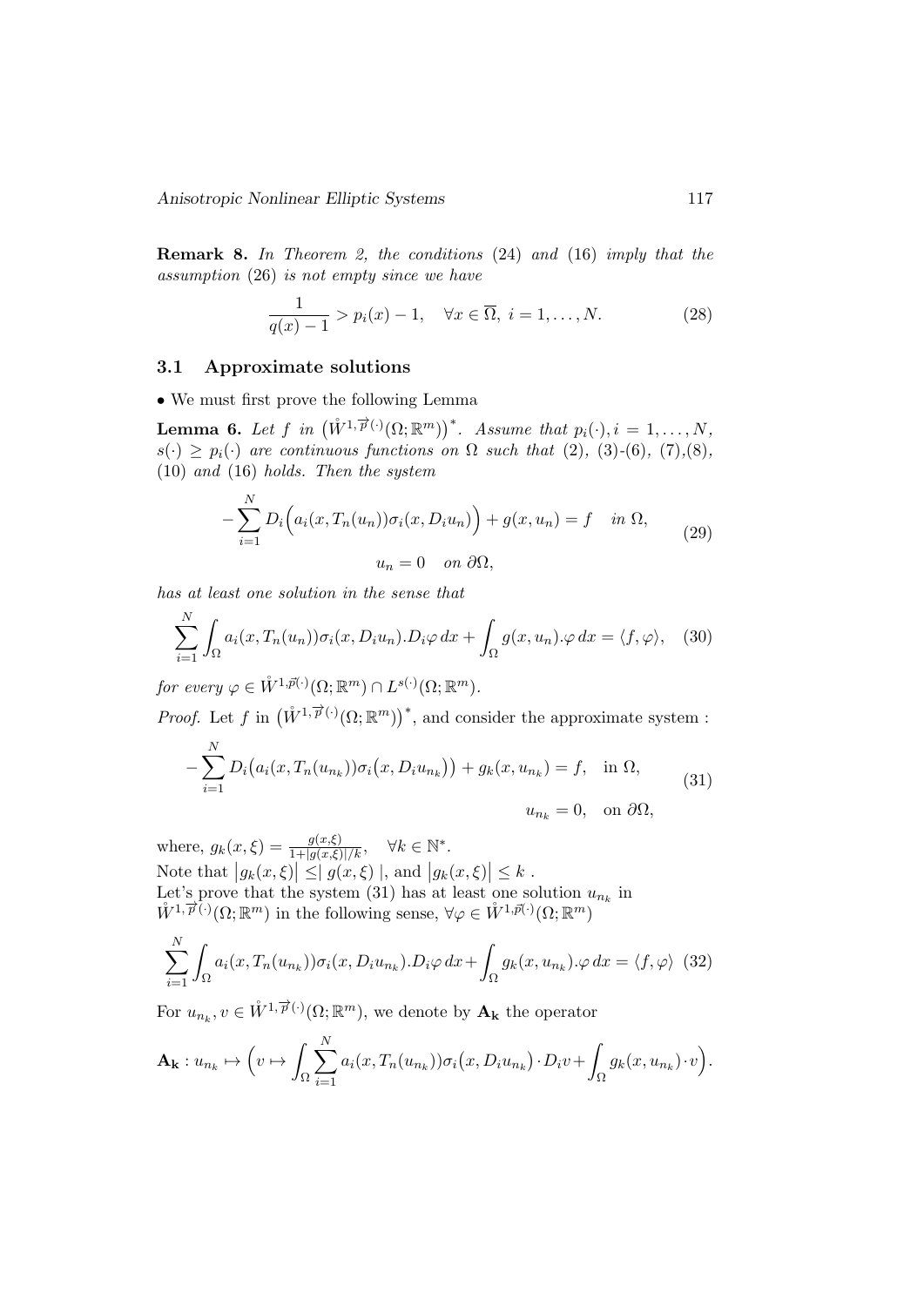**Remark 8.** *In Theorem 2, the conditions* (24) *and* (16) *imply that the assumption* (26) *is not empty since we have*

$$\frac{1}{q(x)-1} > p_i(x) - 1, \quad \forall x \in \overline{\Omega},\ i = 1, \ldots, N. \tag{28}$$

### 3.1 Approximate solutions

• We must first prove the following Lemma

**Lemma 6.** *Let $f$ in $\big(\mathring{W}^{1,\overrightarrow{p}(\cdot)}(\Omega;\mathbb{R}^m)\big)^*$. Assume that $p_i(\cdot), i = 1, \ldots, N$, $s(\cdot) \geq p_i(\cdot)$ are continuous functions on $\Omega$ such that* (2), (3)-(6), (7),(8), (10) *and* (16) *holds. Then the system*

$$-\sum_{i=1}^{N} D_i\Big(a_i(x, T_n(u_n))\sigma_i(x, D_i u_n)\Big) + g(x, u_n) = f \quad \text{in } \Omega,$$
$$u_n = 0 \quad \text{on } \partial\Omega, \tag{29}$$

*has at least one solution in the sense that*

$$\sum_{i=1}^{N} \int_\Omega a_i(x, T_n(u_n))\sigma_i(x, D_i u_n).D_i\varphi\, dx + \int_\Omega g(x, u_n).\varphi\, dx = \langle f, \varphi\rangle, \tag{30}$$

*for every $\varphi \in \mathring{W}^{1,\vec{p}(\cdot)}(\Omega;\mathbb{R}^m) \cap L^{s(\cdot)}(\Omega;\mathbb{R}^m)$.*

*Proof.* Let $f$ in $\big(\mathring{W}^{1,\overrightarrow{p}(\cdot)}(\Omega;\mathbb{R}^m)\big)^*$, and consider the approximate system :

$$-\sum_{i=1}^{N} D_i\big(a_i(x, T_n(u_{n_k}))\sigma_i\big(x, D_i u_{n_k}\big)\big) + g_k(x, u_{n_k}) = f, \quad \text{in } \Omega,$$
$$u_{n_k} = 0, \quad \text{on } \partial\Omega, \tag{31}$$

where, $g_k(x,\xi) = \frac{g(x,\xi)}{1+|g(x,\xi)|/k}, \quad \forall k \in \mathbb{N}^*$.
Note that $\big|g_k(x,\xi)\big| \leq |\, g(x,\xi)\,|$, and $\big|g_k(x,\xi)\big| \leq k$ .
Let's prove that the system (31) has at least one solution $u_{n_k}$ in $\mathring{W}^{1,\overrightarrow{p}(\cdot)}(\Omega;\mathbb{R}^m)$ in the following sense, $\forall \varphi \in \mathring{W}^{1,\vec{p}(\cdot)}(\Omega;\mathbb{R}^m)$

$$\sum_{i=1}^{N} \int_\Omega a_i(x, T_n(u_{n_k}))\sigma_i(x, D_i u_{n_k}).D_i\varphi\, dx + \int_\Omega g_k(x, u_{n_k}).\varphi\, dx = \langle f, \varphi\rangle \tag{32}$$

For $u_{n_k}, v \in \mathring{W}^{1,\overrightarrow{p}(\cdot)}(\Omega;\mathbb{R}^m)$, we denote by $\mathbf{A_k}$ the operator

$$\mathbf{A_k} : u_{n_k} \mapsto \Big(v \mapsto \int_\Omega \sum_{i=1}^{N} a_i(x, T_n(u_{n_k}))\sigma_i\big(x, D_i u_{n_k}\big)\cdot D_i v + \int_\Omega g_k(x, u_{n_k})\cdot v\Big).$$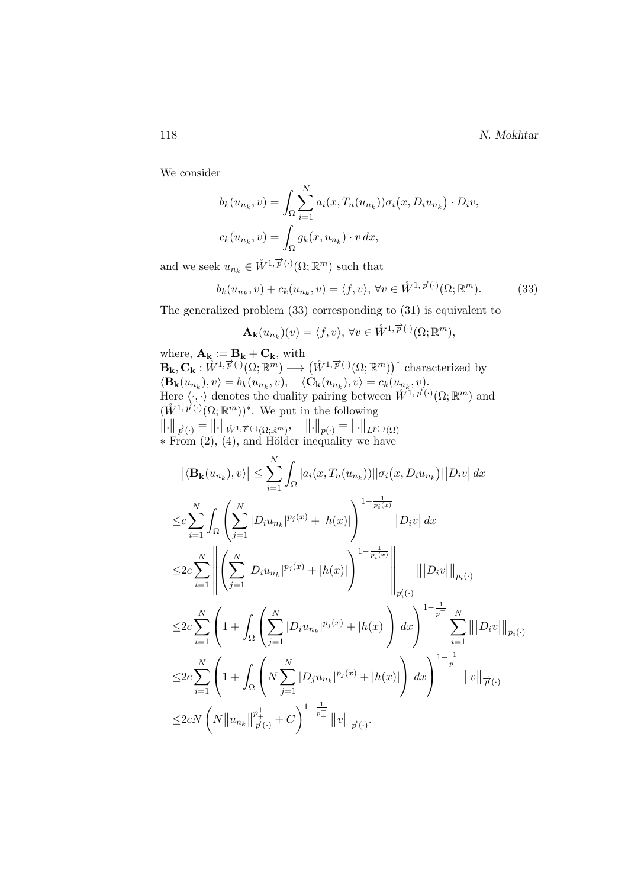We consider

$$b_k(u_{n_k}, v) = \int_\Omega \sum_{i=1}^N a_i(x, T_n(u_{n_k}))\sigma_i\big(x, D_i u_{n_k}\big) \cdot D_i v,$$

$$c_k(u_{n_k}, v) = \int_\Omega g_k(x, u_{n_k}) \cdot v\, dx,$$

and we seek $u_{n_k} \in \mathring{W}^{1,\overrightarrow{p}(\cdot)}(\Omega; \mathbb{R}^m)$ such that

$$b_k(u_{n_k}, v) + c_k(u_{n_k}, v) = \langle f, v \rangle, \, \forall v \in \mathring{W}^{1,\overrightarrow{p}(\cdot)}(\Omega; \mathbb{R}^m). \tag{33}$$

The generalized problem (33) corresponding to (31) is equivalent to

$$\mathbf{A_k}(u_{n_k})(v) = \langle f, v \rangle, \, \forall v \in \mathring{W}^{1,\overrightarrow{p}(\cdot)}(\Omega; \mathbb{R}^m),$$

where, $\mathbf{A_k} := \mathbf{B_k} + \mathbf{C_k}$, with
$\mathbf{B_k}, \mathbf{C_k} : \mathring{W}^{1,\overrightarrow{p}(\cdot)}(\Omega; \mathbb{R}^m) \longrightarrow \big(\mathring{W}^{1,\overrightarrow{p}(\cdot)}(\Omega; \mathbb{R}^m)\big)^*$ characterized by
$\langle \mathbf{B_k}(u_{n_k}), v \rangle = b_k(u_{n_k}, v), \quad \langle \mathbf{C_k}(u_{n_k}), v \rangle = c_k(u_{n_k}, v)$.
Here $\langle \cdot, \cdot \rangle$ denotes the duality pairing between $\mathring{W}^{1,\overrightarrow{p}(\cdot)}(\Omega; \mathbb{R}^m)$ and $(\mathring{W}^{1,\overrightarrow{p}(\cdot)}(\Omega; \mathbb{R}^m))^*$. We put in the following
$\|.\|_{\overrightarrow{p}(\cdot)} = \|.\|_{\mathring{W}^{1,\overrightarrow{p}(\cdot)}(\Omega;\mathbb{R}^m)}, \quad \|.\|_{p(\cdot)} = \|.\|_{L^{p(\cdot)}(\Omega)}$
* From (2), (4), and Hölder inequality we have

$$\begin{aligned}
&\big|\langle \mathbf{B_k}(u_{n_k}), v \rangle\big| \leq \sum_{i=1}^N \int_\Omega |a_i(x, T_n(u_{n_k}))||\sigma_i\big(x, D_i u_{n_k}\big)|\big|D_i v\big|\, dx \\
\leq & c \sum_{i=1}^N \int_\Omega \left( \sum_{j=1}^N |D_i u_{n_k}|^{p_j(x)} + |h(x)| \right)^{1-\frac{1}{p_i(x)}} \big|D_i v\big|\, dx \\
\leq & 2c \sum_{i=1}^N \left\| \left( \sum_{j=1}^N |D_i u_{n_k}|^{p_j(x)} + |h(x)| \right)^{1-\frac{1}{p_i(x)}} \right\|_{p'_i(\cdot)} \big\|\big|D_i v\big|\big\|_{p_i(\cdot)} \\
\leq & 2c \sum_{i=1}^N \left( 1 + \int_\Omega \left( \sum_{j=1}^N |D_i u_{n_k}|^{p_j(x)} + |h(x)| \right) dx \right)^{1-\frac{1}{p_-^-}} \sum_{i=1}^N \big\|\big|D_i v\big|\big\|_{p_i(\cdot)} \\
\leq & 2c \sum_{i=1}^N \left( 1 + \int_\Omega \left( N \sum_{j=1}^N |D_j u_{n_k}|^{p_j(x)} + |h(x)| \right) dx \right)^{1-\frac{1}{p_-^-}} \big\|v\big\|_{\overrightarrow{p}(\cdot)} \\
\leq & 2cN \left( N \big\|u_{n_k}\big\|_{\overrightarrow{p}(\cdot)}^{p_+^+} + C \right)^{1-\frac{1}{p_-^-}} \big\|v\big\|_{\overrightarrow{p}(\cdot)}.
\end{aligned}$$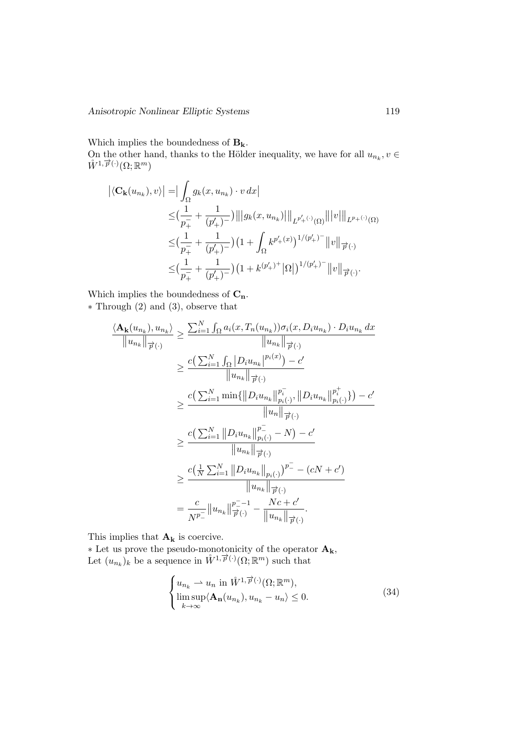Which implies the boundedness of $\mathbf{B_k}$.
On the other hand, thanks to the Hölder inequality, we have for all $u_{n_k}, v \in \mathring{W}^{1,\overrightarrow{p}(\cdot)}(\Omega;\mathbb{R}^m)$

$$
\begin{aligned}
\big|\langle \mathbf{C_k}(u_{n_k}), v\rangle\big| =& \big|\int_\Omega g_k(x,u_{n_k})\cdot v\,dx\big| \\
\leq& \big(\frac{1}{p_+^-}+\frac{1}{(p'_+)^-}\big)\big\|\big|g_k(x,u_{n_k})\big|\big\|_{L^{p'_+(\cdot)}(\Omega)}\big\||v|\big\|_{L^{p_+(\cdot)}(\Omega)} \\
\leq& \big(\frac{1}{p_+^-}+\frac{1}{(p'_+)^-}\big)\big(1+\int_\Omega k^{p'_+(x)}\big)^{1/(p'_+)^-}\big\|v\big\|_{\overrightarrow{p}(\cdot)} \\
\leq& \big(\frac{1}{p_+^-}+\frac{1}{(p'_+)^-}\big)\big(1+k^{(p'_+)^+}\big|\Omega\big|\big)^{1/(p'_+)^-}\big\|v\big\|_{\overrightarrow{p}(\cdot)}.
\end{aligned}
$$

Which implies the boundedness of $\mathbf{C_n}$.
* Through (2) and (3), observe that

$$
\begin{aligned}
\frac{\langle \mathbf{A_k}(u_{n_k}), u_{n_k}\rangle}{\|u_{n_k}\|_{\overrightarrow{p}(\cdot)}} \geq& \frac{\sum_{i=1}^N\int_\Omega a_i(x,T_n(u_{n_k}))\sigma_i(x,D_iu_{n_k})\cdot D_iu_{n_k}\,dx}{\|u_{n_k}\|_{\overrightarrow{p}(\cdot)}} \\
\geq& \frac{c\big(\sum_{i=1}^N\int_\Omega |D_iu_{n_k}|^{p_i(x)}\big)-c'}{\|u_{n_k}\|_{\overrightarrow{p}(\cdot)}} \\
\geq& \frac{c\big(\sum_{i=1}^N \min\{\|D_iu_{n_k}\|_{p_i(\cdot)}^{p_i^-}, \|D_iu_{n_k}\|_{p_i(\cdot)}^{p_i^+}\}\big)-c'}{\|u_n\|_{\overrightarrow{p}(\cdot)}} \\
\geq& \frac{c\big(\sum_{i=1}^N \|D_iu_{n_k}\|_{p_i(\cdot)}^{p_-^-}-N\big)-c'}{\|u_{n_k}\|_{\overrightarrow{p}(\cdot)}} \\
\geq& \frac{c\big(\frac{1}{N}\sum_{i=1}^N \|D_iu_{n_k}\|_{p_i(\cdot)}\big)^{p_-^-}-(cN+c')}{\|u_{n_k}\|_{\overrightarrow{p}(\cdot)}} \\
=& \frac{c}{N^{p_-^-}}\|u_{n_k}\|_{\overrightarrow{p}(\cdot)}^{p_-^- -1}-\frac{Nc+c'}{\|u_{n_k}\|_{\overrightarrow{p}(\cdot)}}.
\end{aligned}
$$

This implies that $\mathbf{A_k}$ is coercive.
* Let us prove the pseudo-monotonicity of the operator $\mathbf{A_k}$,
Let $(u_{n_k})_k$ be a sequence in $\mathring{W}^{1,\overrightarrow{p}(\cdot)}(\Omega;\mathbb{R}^m)$ such that

$$
\begin{cases}
u_{n_k} \rightharpoonup u_n \text{ in } \mathring{W}^{1,\overrightarrow{p}(\cdot)}(\Omega;\mathbb{R}^m), \\
\limsup\limits_{k\to\infty}\langle \mathbf{A_n}(u_{n_k}), u_{n_k}-u_n\rangle \leq 0.
\end{cases}
\tag{34}
$$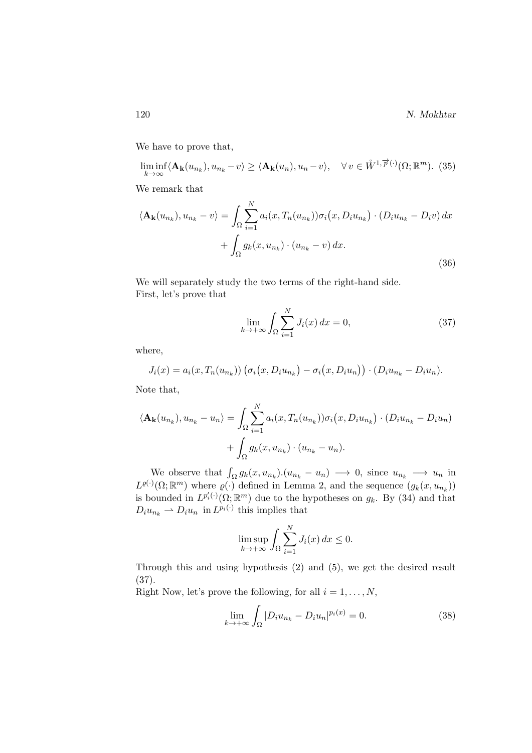We have to prove that,

$$\liminf_{k\to\infty}\langle \mathbf{A_k}(u_{n_k}), u_{n_k} - v\rangle \geq \langle \mathbf{A_k}(u_n), u_n - v\rangle, \quad \forall\, v \in \mathring{W}^{1,\overrightarrow{p}(\cdot)}(\Omega;\mathbb{R}^m). \tag{35}$$

We remark that

$$\begin{aligned}
\langle \mathbf{A_k}(u_{n_k}), u_{n_k} - v\rangle = &\int_\Omega \sum_{i=1}^N a_i(x, T_n(u_{n_k}))\sigma_i\big(x, D_i u_{n_k}\big)\cdot (D_i u_{n_k} - D_i v)\, dx \\
&+ \int_\Omega g_k(x, u_{n_k})\cdot (u_{n_k} - v)\, dx.
\end{aligned} \tag{36}$$

We will separately study the two terms of the right-hand side.
First, let's prove that

$$\lim_{k\to+\infty}\int_\Omega \sum_{i=1}^N J_i(x)\, dx = 0, \tag{37}$$

where,

$$J_i(x) = a_i(x, T_n(u_{n_k}))\left(\sigma_i\big(x, D_i u_{n_k}\big) - \sigma_i\big(x, D_i u_n\big)\right)\cdot (D_i u_{n_k} - D_i u_n).$$

Note that,

$$\begin{aligned}
\langle \mathbf{A_k}(u_{n_k}), u_{n_k} - u_n\rangle = &\int_\Omega \sum_{i=1}^N a_i(x, T_n(u_{n_k}))\sigma_i\big(x, D_i u_{n_k}\big)\cdot (D_i u_{n_k} - D_i u_n) \\
&+ \int_\Omega g_k(x, u_{n_k})\cdot (u_{n_k} - u_n).
\end{aligned}$$

We observe that $\int_\Omega g_k(x, u_{n_k}).(u_{n_k} - u_n) \longrightarrow 0$, since $u_{n_k} \longrightarrow u_n$ in $L^{\varrho(\cdot)}(\Omega;\mathbb{R}^m)$ where $\varrho(\cdot)$ defined in Lemma 2, and the sequence $(g_k(x, u_{n_k}))$ is bounded in $L^{p_i'(\cdot)}(\Omega;\mathbb{R}^m)$ due to the hypotheses on $g_k$. By (34) and that $D_i u_{n_k} \rightharpoonup D_i u_n$ in $L^{p_i(\cdot)}$ this implies that

$$\limsup_{k\to+\infty}\int_\Omega \sum_{i=1}^N J_i(x)\, dx \leq 0.$$

Through this and using hypothesis (2) and (5), we get the desired result (37).
Right Now, let's prove the following, for all $i = 1, \ldots, N$,

$$\lim_{k\to+\infty}\int_\Omega |D_i u_{n_k} - D_i u_n|^{p_i(x)} = 0. \tag{38}$$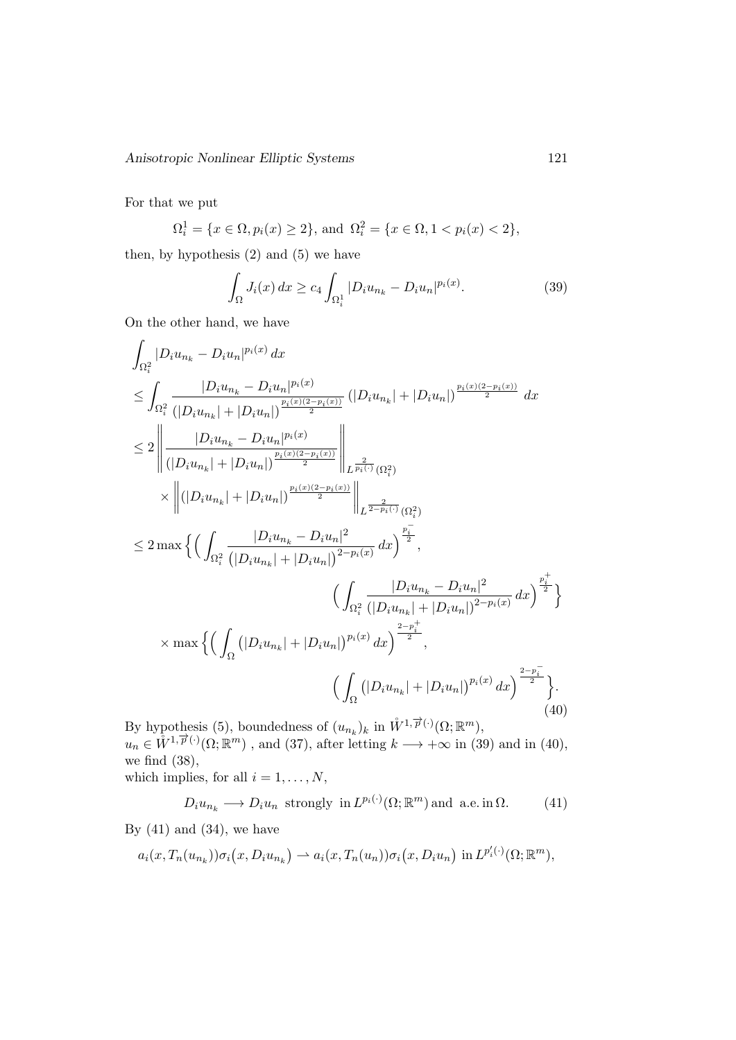For that we put

$$\Omega_i^1 = \{x \in \Omega, p_i(x) \geq 2\}, \text{ and } \Omega_i^2 = \{x \in \Omega, 1 < p_i(x) < 2\},$$

then, by hypothesis (2) and (5) we have

$$\int_\Omega J_i(x)\,dx \geq c_4 \int_{\Omega_i^1} |D_i u_{n_k} - D_i u_n|^{p_i(x)}. \tag{39}$$

On the other hand, we have

$$\begin{aligned}
&\int_{\Omega_i^2} |D_i u_{n_k} - D_i u_n|^{p_i(x)}\,dx \\
&\leq \int_{\Omega_i^2} \frac{|D_i u_{n_k} - D_i u_n|^{p_i(x)}}{\left(|D_i u_{n_k}| + |D_i u_n|\right)^{\frac{p_i(x)(2-p_i(x))}{2}}} \left(|D_i u_{n_k}| + |D_i u_n|\right)^{\frac{p_i(x)(2-p_i(x))}{2}}\,dx \\
&\leq 2 \left\| \frac{|D_i u_{n_k} - D_i u_n|^{p_i(x)}}{\left(|D_i u_{n_k}| + |D_i u_n|\right)^{\frac{p_i(x)(2-p_i(x))}{2}}} \right\|_{L^{\frac{2}{p_i(\cdot)}}(\Omega_i^2)} \\
&\quad \times \left\| \left(|D_i u_{n_k}| + |D_i u_n|\right)^{\frac{p_i(x)(2-p_i(x))}{2}} \right\|_{L^{\frac{2}{2-p_i(\cdot)}}(\Omega_i^2)} \\
&\leq 2 \max\Big\{ \Big( \int_{\Omega_i^2} \frac{|D_i u_{n_k} - D_i u_n|^2}{\left(|D_i u_{n_k}| + |D_i u_n|\right)^{2-p_i(x)}}\,dx \Big)^{\frac{p_i^-}{2}}, \\
&\qquad\qquad \Big( \int_{\Omega_i^2} \frac{|D_i u_{n_k} - D_i u_n|^2}{\left(|D_i u_{n_k}| + |D_i u_n|\right)^{2-p_i(x)}}\,dx \Big)^{\frac{p_i^+}{2}} \Big\} \\
&\quad \times \max\Big\{ \Big( \int_\Omega \left(|D_i u_{n_k}| + |D_i u_n|\right)^{p_i(x)}\,dx \Big)^{\frac{2-p_i^+}{2}}, \\
&\qquad\qquad \Big( \int_\Omega \left(|D_i u_{n_k}| + |D_i u_n|\right)^{p_i(x)}\,dx \Big)^{\frac{2-p_i^-}{2}} \Big\}.
\end{aligned} \tag{40}$$

By hypothesis (5), boundedness of $(u_{n_k})_k$ in $\mathring{W}^{1,\vec{p}(\cdot)}(\Omega;\mathbb{R}^m)$, $u_n \in \mathring{W}^{1,\vec{p}(\cdot)}(\Omega;\mathbb{R}^m)$ , and (37), after letting $k \longrightarrow +\infty$ in (39) and in (40), we find (38),
which implies, for all $i = 1, \ldots, N$,

$$D_i u_{n_k} \longrightarrow D_i u_n \text{ strongly in } L^{p_i(\cdot)}(\Omega;\mathbb{R}^m) \text{ and a.e. in } \Omega. \tag{41}$$

By (41) and (34), we have

$$a_i(x, T_n(u_{n_k}))\sigma_i\big(x, D_i u_{n_k}\big) \rightharpoonup a_i(x, T_n(u_n))\sigma_i\big(x, D_i u_n\big) \text{ in } L^{p_i'(\cdot)}(\Omega;\mathbb{R}^m),$$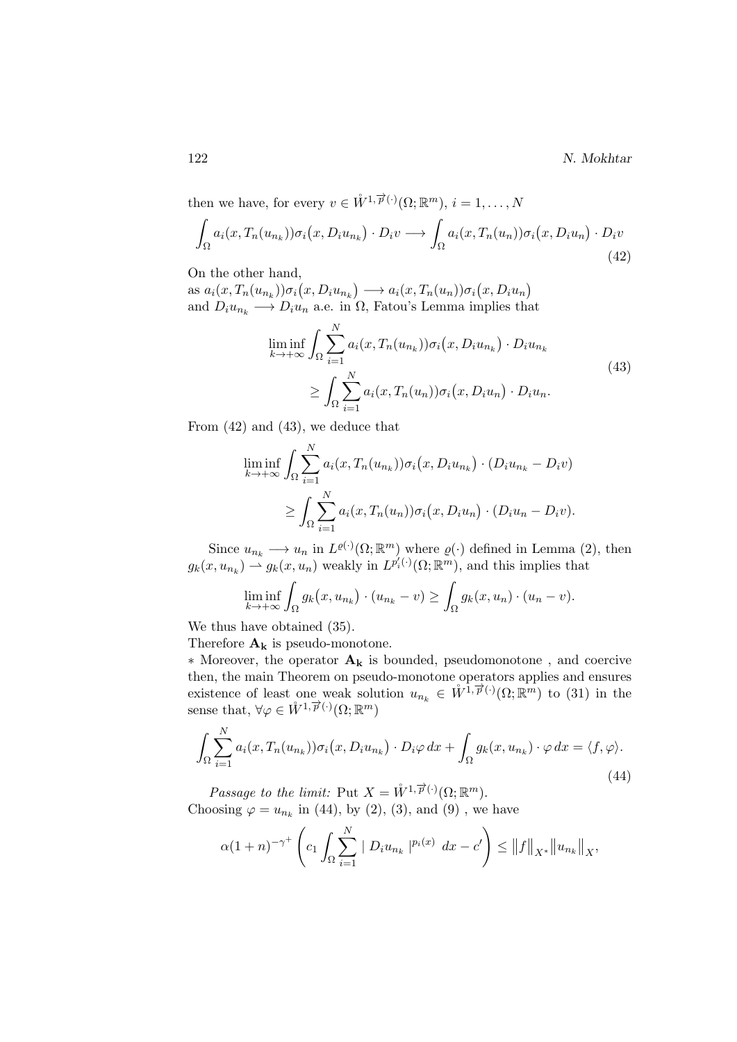then we have, for every $v \in \mathring{W}^{1,\overrightarrow{p}(\cdot)}(\Omega;\mathbb{R}^m)$, $i = 1,\dots,N$

$$\int_\Omega a_i(x,T_n(u_{n_k}))\sigma_i\big(x,D_iu_{n_k}\big)\cdot D_iv \longrightarrow \int_\Omega a_i(x,T_n(u_n))\sigma_i\big(x,D_iu_n\big)\cdot D_iv \tag{42}$$

On the other hand,
as $a_i(x,T_n(u_{n_k}))\sigma_i\big(x,D_iu_{n_k}\big) \longrightarrow a_i(x,T_n(u_n))\sigma_i\big(x,D_iu_n\big)$
and $D_iu_{n_k} \longrightarrow D_iu_n$ a.e. in $\Omega$, Fatou's Lemma implies that

$$\begin{aligned}\liminf_{k\to+\infty}\int_\Omega \sum_{i=1}^N a_i(x,T_n(u_{n_k}))\sigma_i\big(x,D_iu_{n_k}\big)\cdot D_iu_{n_k}\\ \geq \int_\Omega \sum_{i=1}^N a_i(x,T_n(u_n))\sigma_i\big(x,D_iu_n\big)\cdot D_iu_n.\end{aligned} \tag{43}$$

From (42) and (43), we deduce that

$$\begin{aligned}\liminf_{k\to+\infty}\int_\Omega \sum_{i=1}^N a_i(x,T_n(u_{n_k}))\sigma_i\big(x,D_iu_{n_k}\big)\cdot (D_iu_{n_k}-D_iv)\\ \geq \int_\Omega \sum_{i=1}^N a_i(x,T_n(u_n))\sigma_i\big(x,D_iu_n\big)\cdot (D_iu_n-D_iv).\end{aligned}$$

Since $u_{n_k} \longrightarrow u_n$ in $L^{\varrho(\cdot)}(\Omega;\mathbb{R}^m)$ where $\varrho(\cdot)$ defined in Lemma (2), then $g_k(x,u_{n_k}) \rightharpoonup g_k(x,u_n)$ weakly in $L^{p_i'(\cdot)}(\Omega;\mathbb{R}^m)$, and this implies that

$$\liminf_{k\to+\infty}\int_\Omega g_k\big(x,u_{n_k}\big)\cdot(u_{n_k}-v) \geq \int_\Omega g_k(x,u_n)\cdot(u_n-v).$$

We thus have obtained (35).
Therefore $\mathbf{A_k}$ is pseudo-monotone.
* Moreover, the operator $\mathbf{A_k}$ is bounded, pseudomonotone , and coercive then, the main Theorem on pseudo-monotone operators applies and ensures existence of least one weak solution $u_{n_k} \in \mathring{W}^{1,\overrightarrow{p}(\cdot)}(\Omega;\mathbb{R}^m)$ to (31) in the sense that, $\forall \varphi \in \mathring{W}^{1,\overrightarrow{p}(\cdot)}(\Omega;\mathbb{R}^m)$

$$\int_\Omega \sum_{i=1}^N a_i(x,T_n(u_{n_k}))\sigma_i\big(x,D_iu_{n_k}\big)\cdot D_i\varphi\,dx + \int_\Omega g_k(x,u_{n_k})\cdot\varphi\,dx = \langle f,\varphi\rangle. \tag{44}$$

*Passage to the limit:* Put $X = \mathring{W}^{1,\overrightarrow{p}(\cdot)}(\Omega;\mathbb{R}^m)$.
Choosing $\varphi = u_{n_k}$ in (44), by (2), (3), and (9) , we have

$$\alpha(1+n)^{-\gamma^+}\left(c_1\int_\Omega \sum_{i=1}^N |\,D_iu_{n_k}\,|^{p_i(x)}\,dx - c'\right) \leq \big\|f\big\|_{X^*}\big\|u_{n_k}\big\|_X,$$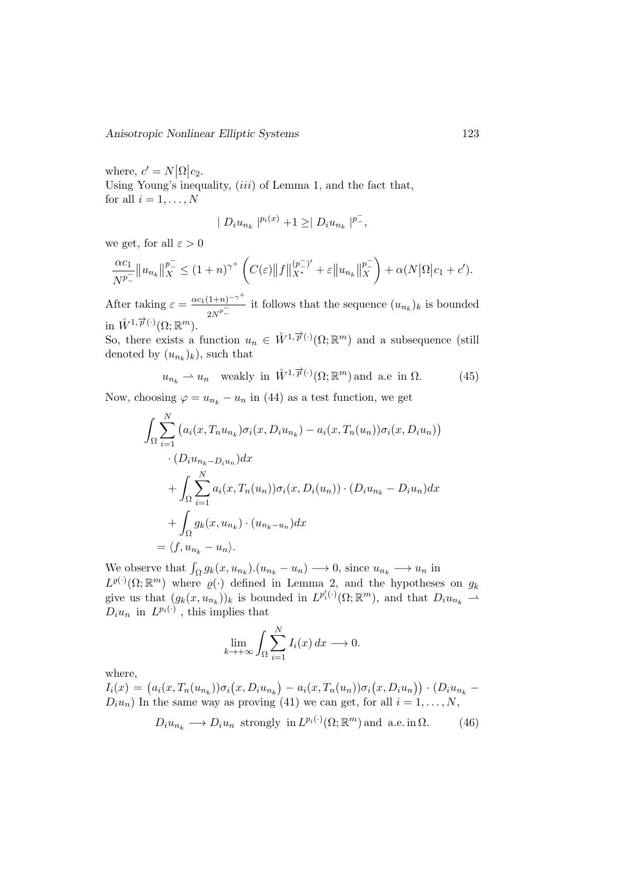where, $c' = N\big|\Omega\big|c_2$.
Using Young's inequality, $(iii)$ of Lemma 1, and the fact that, for all $i = 1, \dots, N$

$$\mid D_i u_{n_k} \mid^{p_i(x)} + 1 \geq \mid D_i u_{n_k} \mid^{p_-^-},$$

we get, for all $\varepsilon > 0$

$$\frac{\alpha c_1}{N^{p_-^-}} \big\| u_{n_k} \big\|_X^{p_-^-} \leq (1+n)^{\gamma^+} \left( C(\varepsilon) \big\| f \big\|_{X^*}^{(p_-^-)'} + \varepsilon \big\| u_{n_k} \big\|_X^{p_-^-} \right) + \alpha(N\big|\Omega\big|c_1 + c').$$

After taking $\varepsilon = \frac{\alpha c_1 (1+n)^{-\gamma^+}}{2N^{p_-^-}}$ it follows that the sequence $(u_{n_k})_k$ is bounded in $\mathring{W}^{1,\overrightarrow{p}(\cdot)}(\Omega; \mathbb{R}^m)$.
So, there exists a function $u_n \in \mathring{W}^{1,\overrightarrow{p}(\cdot)}(\Omega; \mathbb{R}^m)$ and a subsequence (still denoted by $(u_{n_k})_k$), such that

$$u_{n_k} \rightharpoonup u_n \quad \text{weakly in } \mathring{W}^{1,\overrightarrow{p}(\cdot)}(\Omega; \mathbb{R}^m) \, \text{and a.e in } \Omega. \tag{45}$$

Now, choosing $\varphi = u_{n_k} - u_n$ in (44) as a test function, we get

$$\begin{aligned}
&\int_\Omega \sum_{i=1}^N \big(a_i(x, T_n u_{n_k})\sigma_i(x, D_i u_{n_k}) - a_i(x, T_n(u_n))\sigma_i(x, D_i u_n)\big) \\
&\qquad \cdot (D_i u_{n_k - D_i u_n})dx \\
&\qquad + \int_\Omega \sum_{i=1}^N a_i(x, T_n(u_n))\sigma_i(x, D_i(u_n)) \cdot (D_i u_{n_k} - D_i u_n)dx \\
&\qquad + \int_\Omega g_k(x, u_{n_k}) \cdot (u_{n_k - u_n})dx \\
&= \langle f, u_{n_k} - u_n \rangle.
\end{aligned}$$

We observe that $\int_\Omega g_k(x, u_{n_k}).(u_{n_k} - u_n) \longrightarrow 0$, since $u_{n_k} \longrightarrow u_n$ in $L^{\varrho(\cdot)}(\Omega; \mathbb{R}^m)$ where $\varrho(\cdot)$ defined in Lemma 2, and the hypotheses on $g_k$ give us that $(g_k(x, u_{n_k}))_k$ is bounded in $L^{p_i'(\cdot)}(\Omega; \mathbb{R}^m)$, and that $D_i u_{n_k} \rightharpoonup D_i u_n$ in $L^{p_i(\cdot)}$ , this implies that

$$\lim_{k \to +\infty} \int_\Omega \sum_{i=1}^N I_i(x)\, dx \longrightarrow 0.$$

where,
$I_i(x) = \big(a_i(x, T_n(u_{n_k}))\sigma_i\big(x, D_i u_{n_k}\big) - a_i(x, T_n(u_n))\sigma_i\big(x, D_i u_n\big)\big) \cdot (D_i u_{n_k} - D_i u_n)$ In the same way as proving (41) we can get, for all $i = 1, \dots, N$,

$$D_i u_{n_k} \longrightarrow D_i u_n \; \text{strongly in} \, L^{p_i(\cdot)}(\Omega; \mathbb{R}^m) \, \text{and a.e. in} \, \Omega. \tag{46}$$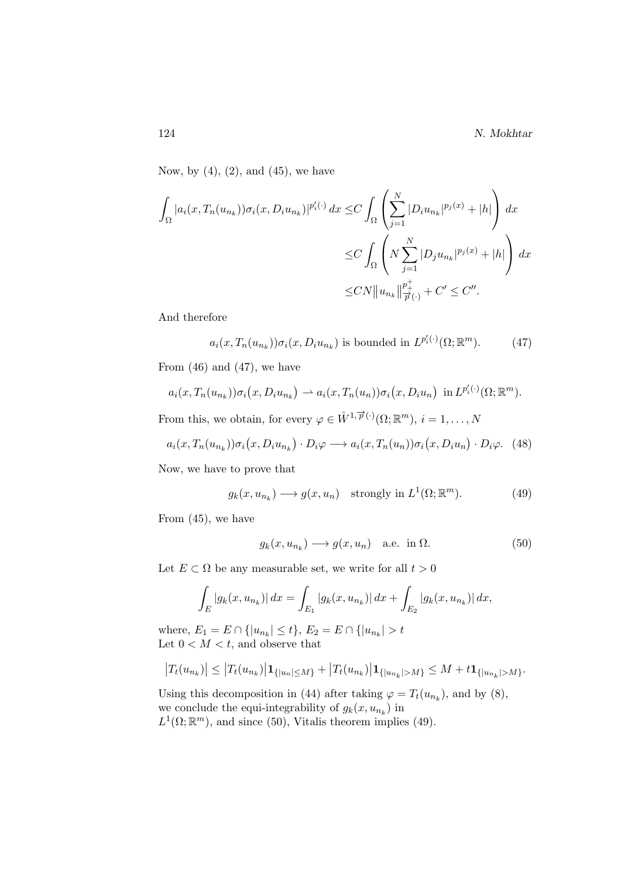Now, by (4), (2), and (45), we have

$$
\begin{aligned}
\int_\Omega |a_i(x, T_n(u_{n_k}))\sigma_i(x, D_i u_{n_k})|^{p_i'(\cdot)}\,dx \leq & C\int_\Omega \left(\sum_{j=1}^N |D_i u_{n_k}|^{p_j(x)} + |h|\right)\,dx \\
\leq & C\int_\Omega \left(N\sum_{j=1}^N |D_j u_{n_k}|^{p_j(x)} + |h|\right)\,dx \\
\leq & CN\big\|u_{n_k}\big\|_{\overrightarrow{p}(\cdot)}^{p_+^+} + C' \leq C''.
\end{aligned}
$$

And therefore

$$
a_i(x, T_n(u_{n_k}))\sigma_i(x, D_i u_{n_k}) \text{ is bounded in } L^{p_i'(\cdot)}(\Omega;\mathbb{R}^m). \tag{47}
$$

From (46) and (47), we have

$$
a_i(x, T_n(u_{n_k}))\sigma_i\big(x, D_i u_{n_k}\big) \rightharpoonup a_i(x, T_n(u_n))\sigma_i\big(x, D_i u_n\big) \text{ in } L^{p_i'(\cdot)}(\Omega;\mathbb{R}^m).
$$

From this, we obtain, for every $\varphi \in \mathring{W}^{1,\overrightarrow{p}(\cdot)}(\Omega;\mathbb{R}^m)$, $i = 1,\ldots,N$

$$
a_i(x, T_n(u_{n_k}))\sigma_i\big(x, D_i u_{n_k}\big)\cdot D_i\varphi \longrightarrow a_i(x, T_n(u_n))\sigma_i\big(x, D_i u_n\big)\cdot D_i\varphi. \tag{48}
$$

Now, we have to prove that

$$
g_k(x, u_{n_k}) \longrightarrow g(x, u_n) \quad \text{strongly in } L^1(\Omega;\mathbb{R}^m). \tag{49}
$$

From (45), we have

$$
g_k(x, u_{n_k}) \longrightarrow g(x, u_n) \quad \text{a.e. in } \Omega. \tag{50}
$$

Let $E \subset \Omega$ be any measurable set, we write for all $t > 0$

$$
\int_E |g_k(x, u_{n_k})|\,dx = \int_{E_1} |g_k(x, u_{n_k})|\,dx + \int_{E_2} |g_k(x, u_{n_k})|\,dx,
$$

where, $E_1 = E \cap \{|u_{n_k}| \leq t\}$, $E_2 = E \cap \{|u_{n_k}| > t$
Let $0 < M < t$, and observe that

$$
\big|T_t(u_{n_k})\big| \leq \big|T_t(u_{n_k})\big|\mathbf{1}_{\{|u_n| \leq M\}} + \big|T_t(u_{n_k})\big|\mathbf{1}_{\{|u_{n_k}| > M\}} \leq M + t\mathbf{1}_{\{|u_{n_k}| > M\}}.
$$

Using this decomposition in (44) after taking $\varphi = T_t(u_{n_k})$, and by (8), we conclude the equi-integrability of $g_k(x, u_{n_k})$ in $L^1(\Omega;\mathbb{R}^m)$, and since (50), Vitalis theorem implies (49).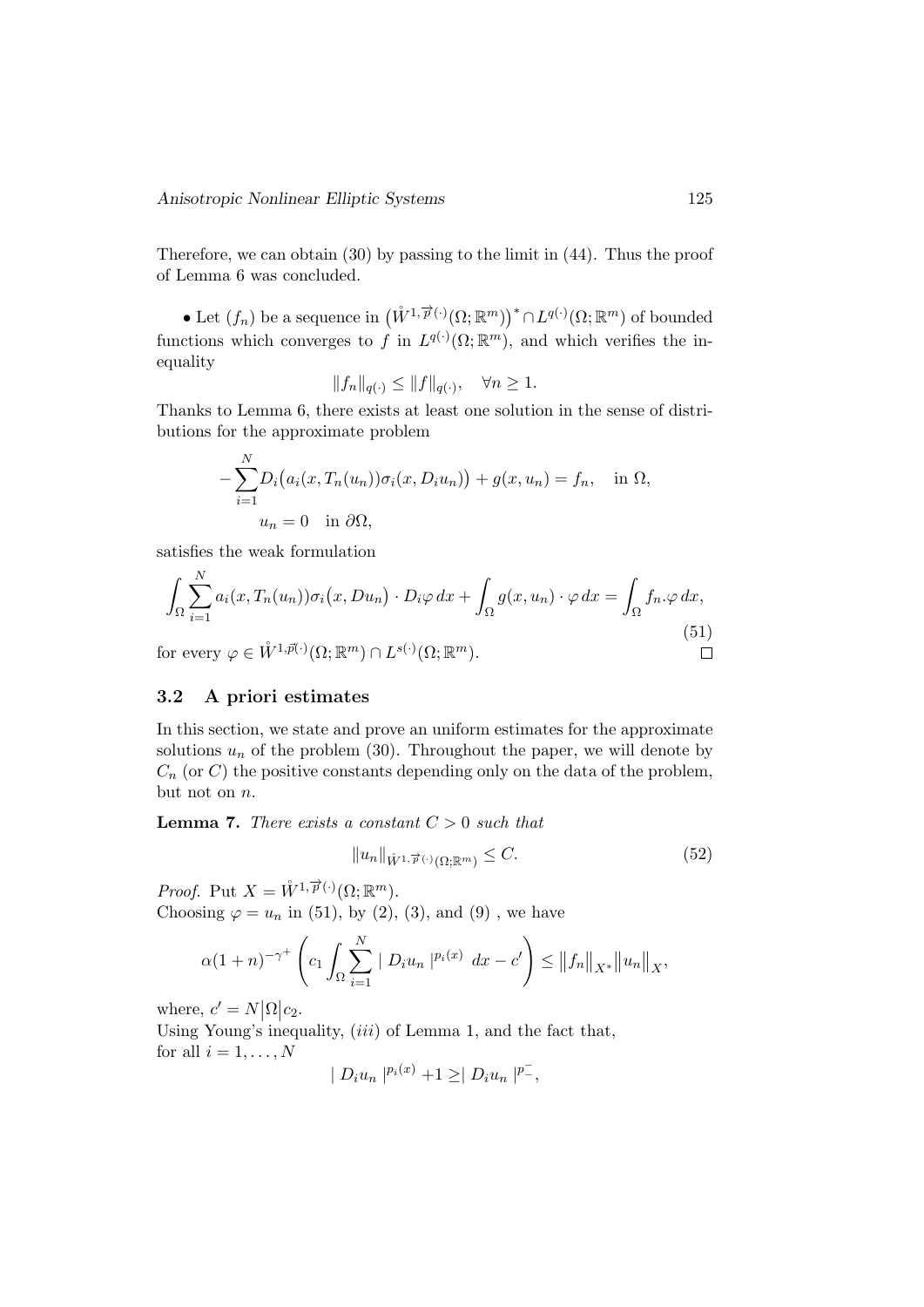Therefore, we can obtain (30) by passing to the limit in (44). Thus the proof of Lemma 6 was concluded.

• Let $(f_n)$ be a sequence in $\big(\mathring{W}^{1,\overrightarrow{p}(\cdot)}(\Omega;\mathbb{R}^m)\big)^* \cap L^{q(\cdot)}(\Omega;\mathbb{R}^m)$ of bounded functions which converges to $f$ in $L^{q(\cdot)}(\Omega;\mathbb{R}^m)$, and which verifies the inequality

$$\|f_n\|_{q(\cdot)} \leq \|f\|_{q(\cdot)}, \quad \forall n \geq 1.$$

Thanks to Lemma 6, there exists at least one solution in the sense of distributions for the approximate problem

$$-\sum_{i=1}^{N} D_i\big(a_i(x, T_n(u_n))\sigma_i(x, D_i u_n)\big) + g(x, u_n) = f_n, \quad \text{in } \Omega,$$
$$u_n = 0 \quad \text{in } \partial\Omega,$$

satisfies the weak formulation

$$\int_\Omega \sum_{i=1}^{N} a_i(x, T_n(u_n))\sigma_i\big(x, Du_n\big) \cdot D_i\varphi \, dx + \int_\Omega g(x, u_n) \cdot \varphi \, dx = \int_\Omega f_n.\varphi \, dx, \tag{51}$$

for every $\varphi \in \mathring{W}^{1,\vec{p}(\cdot)}(\Omega;\mathbb{R}^m) \cap L^{s(\cdot)}(\Omega;\mathbb{R}^m)$. □

### 3.2 A priori estimates

In this section, we state and prove an uniform estimates for the approximate solutions $u_n$ of the problem (30). Throughout the paper, we will denote by $C_n$ (or $C$) the positive constants depending only on the data of the problem, but not on $n$.

**Lemma 7.** *There exists a constant $C > 0$ such that*

$$\|u_n\|_{\mathring{W}^{1,\overrightarrow{p}(\cdot)}(\Omega;\mathbb{R}^m)} \leq C. \tag{52}$$

*Proof.* Put $X = \mathring{W}^{1,\overrightarrow{p}(\cdot)}(\Omega;\mathbb{R}^m)$.
Choosing $\varphi = u_n$ in (51), by (2), (3), and (9) , we have

$$\alpha(1+n)^{-\gamma^+}\left(c_1\int_\Omega \sum_{i=1}^{N} \mid D_i u_n \mid^{p_i(x)} \, dx - c'\right) \leq \big\|f_n\big\|_{X^*}\big\|u_n\big\|_X,$$

where, $c' = N\big|\Omega\big|c_2$.
Using Young's inequality, $(iii)$ of Lemma 1, and the fact that, for all $i = 1, \ldots, N$

$$\mid D_i u_n \mid^{p_i(x)} +1 \geq \mid D_i u_n \mid^{p_-^-},$$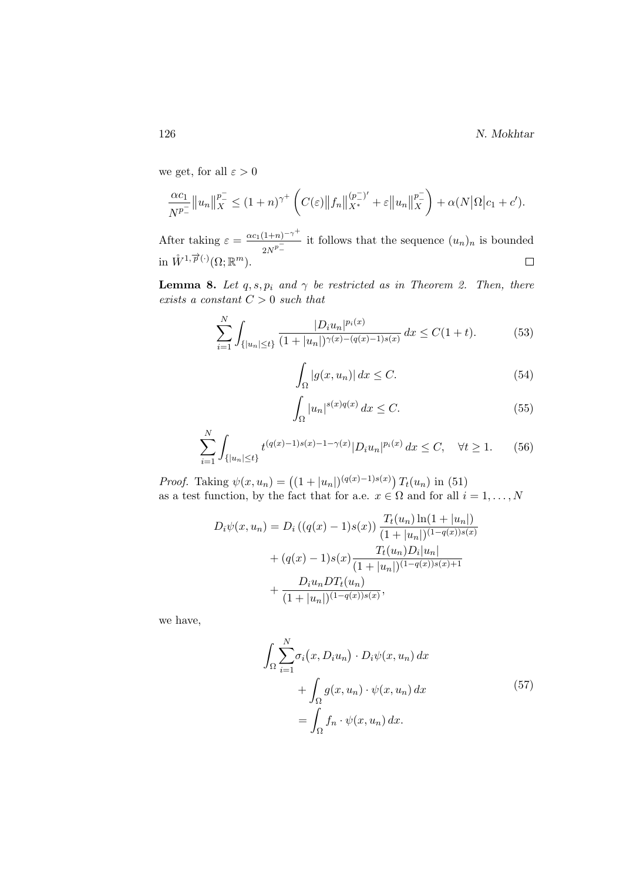we get, for all $\varepsilon > 0$

$$\frac{\alpha c_1}{N^{p_-^-}} \|u_n\|_X^{p_-^-} \leq (1+n)^{\gamma^+} \left( C(\varepsilon) \|f_n\|_{X^*}^{(p_-^-)'} + \varepsilon \|u_n\|_X^{p_-^-} \right) + \alpha(N|\Omega|c_1 + c').$$

After taking $\varepsilon = \frac{\alpha c_1 (1+n)^{-\gamma^+}}{2N^{p_-^-}}$ it follows that the sequence $(u_n)_n$ is bounded in $\mathring{W}^{1,\overrightarrow{p}(\cdot)}(\Omega;\mathbb{R}^m)$. $\square$

**Lemma 8.** *Let $q, s, p_i$ and $\gamma$ be restricted as in Theorem 2. Then, there exists a constant $C > 0$ such that*

$$\sum_{i=1}^{N} \int_{\{|u_n| \leq t\}} \frac{|D_i u_n|^{p_i(x)}}{(1+|u_n|)^{\gamma(x)-(q(x)-1)s(x)}} \, dx \leq C(1+t). \tag{53}$$

$$\int_\Omega |g(x, u_n)| \, dx \leq C. \tag{54}$$

$$\int_\Omega |u_n|^{s(x)q(x)} \, dx \leq C. \tag{55}$$

$$\sum_{i=1}^{N} \int_{\{|u_n| \leq t\}} t^{(q(x)-1)s(x)-1-\gamma(x)} |D_i u_n|^{p_i(x)} \, dx \leq C, \quad \forall t \geq 1. \tag{56}$$

*Proof.* Taking $\psi(x, u_n) = \left((1+|u_n|)^{(q(x)-1)s(x)}\right) T_t(u_n)$ in (51) as a test function, by the fact that for a.e. $x \in \Omega$ and for all $i = 1, \ldots, N$

$$\begin{aligned}
D_i \psi(x, u_n) &= D_i \left((q(x)-1)s(x)\right) \frac{T_t(u_n) \ln(1+|u_n|)}{(1+|u_n|)^{(1-q(x))s(x)}} \\
&\quad + (q(x)-1)s(x) \frac{T_t(u_n) D_i |u_n|}{(1+|u_n|)^{(1-q(x))s(x)+1}} \\
&\quad + \frac{D_i u_n D T_t(u_n)}{(1+|u_n|)^{(1-q(x))s(x)}},
\end{aligned}$$

we have,

$$\begin{aligned}
\int_\Omega \sum_{i=1}^{N} \sigma_i\big(x, D_i u_n\big) \cdot D_i \psi(x, u_n) \, dx& \\
+ \int_\Omega g(x, u_n) \cdot \psi(x, u_n) \, dx& \\
= \int_\Omega f_n \cdot \psi(x, u_n) \, dx&.
\end{aligned} \tag{57}$$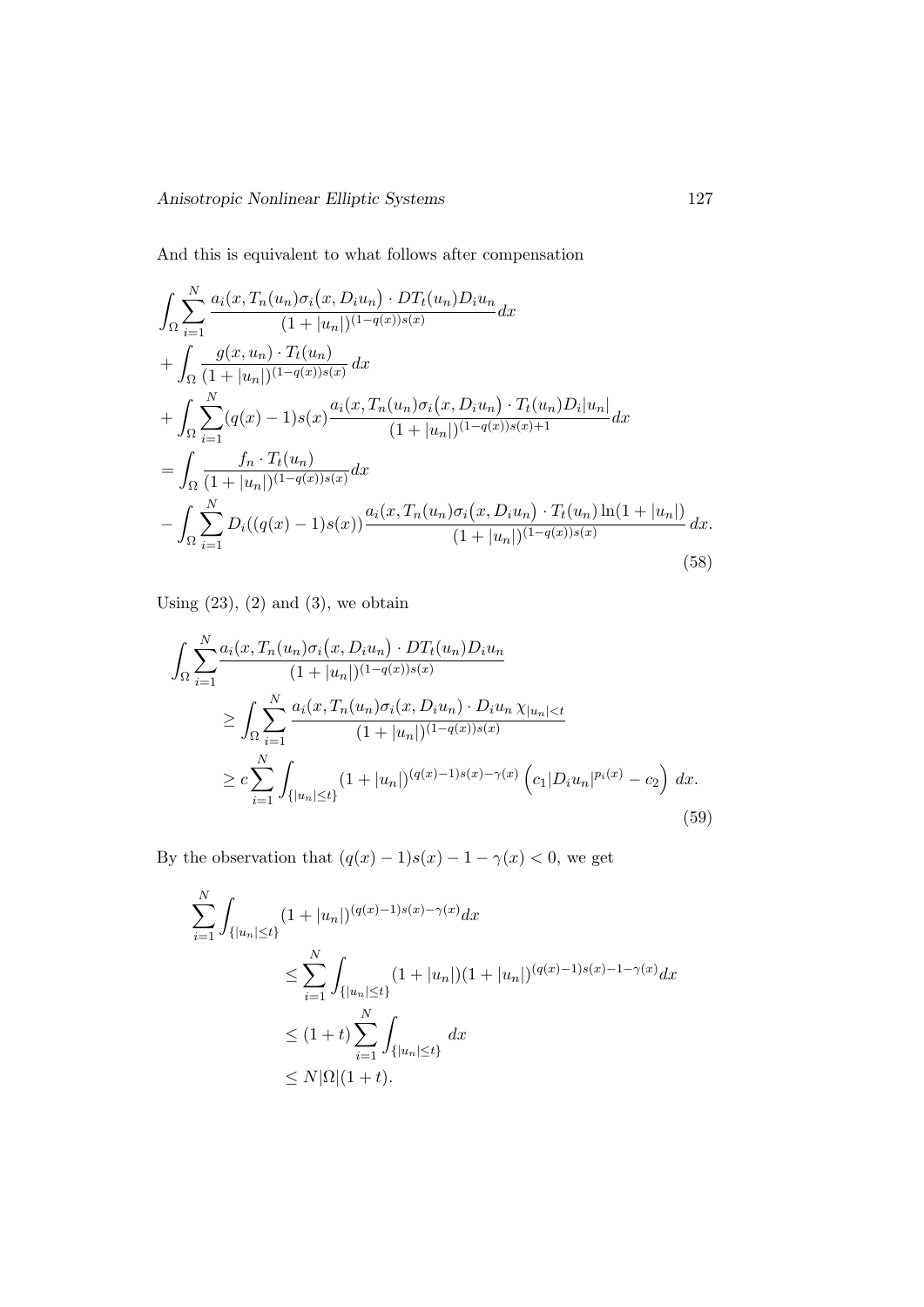And this is equivalent to what follows after compensation

$$
\begin{aligned}
&\int_\Omega \sum_{i=1}^N \frac{a_i(x, T_n(u_n)\sigma_i\big(x, D_i u_n\big) \cdot DT_t(u_n) D_i u_n}{(1+|u_n|)^{(1-q(x))s(x)}} dx \\
&+ \int_\Omega \frac{g(x,u_n)\cdot T_t(u_n)}{(1+|u_n|)^{(1-q(x))s(x)}}\, dx \\
&+ \int_\Omega \sum_{i=1}^N (q(x)-1)s(x) \frac{a_i(x, T_n(u_n)\sigma_i\big(x, D_i u_n\big) \cdot T_t(u_n) D_i |u_n|}{(1+|u_n|)^{(1-q(x))s(x)+1}} dx \\
&= \int_\Omega \frac{f_n \cdot T_t(u_n)}{(1+|u_n|)^{(1-q(x))s(x)}} dx \\
&- \int_\Omega \sum_{i=1}^N D_i((q(x)-1)s(x)) \frac{a_i(x, T_n(u_n)\sigma_i\big(x, D_i u_n\big) \cdot T_t(u_n) \ln(1+|u_n|)}{(1+|u_n|)^{(1-q(x))s(x)}}\, dx.
\end{aligned} \tag{58}
$$

Using (23), (2) and (3), we obtain

$$
\begin{aligned}
\int_\Omega \sum_{i=1}^N & \frac{a_i(x, T_n(u_n)\sigma_i\big(x, D_i u_n\big) \cdot DT_t(u_n) D_i u_n}{(1+|u_n|)^{(1-q(x))s(x)}} \\
&\geq \int_\Omega \sum_{i=1}^N \frac{a_i(x, T_n(u_n)\sigma_i(x, D_i u_n) \cdot D_i u_n\, \chi_{|u_n|<t}}{(1+|u_n|)^{(1-q(x))s(x)}} \\
&\geq c \sum_{i=1}^N \int_{\{|u_n|\leq t\}} (1+|u_n|)^{(q(x)-1)s(x)-\gamma(x)} \left( c_1 |D_i u_n|^{p_i(x)} - c_2 \right)\, dx.
\end{aligned} \tag{59}
$$

By the observation that $(q(x)-1)s(x) - 1 - \gamma(x) < 0$, we get

$$
\begin{aligned}
\sum_{i=1}^N & \int_{\{|u_n|\leq t\}} (1+|u_n|)^{(q(x)-1)s(x)-\gamma(x)} dx \\
&\leq \sum_{i=1}^N \int_{\{|u_n|\leq t\}} (1+|u_n|)(1+|u_n|)^{(q(x)-1)s(x)-1-\gamma(x)} dx \\
&\leq (1+t) \sum_{i=1}^N \int_{\{|u_n|\leq t\}} dx \\
&\leq N|\Omega|(1+t).
\end{aligned}
$$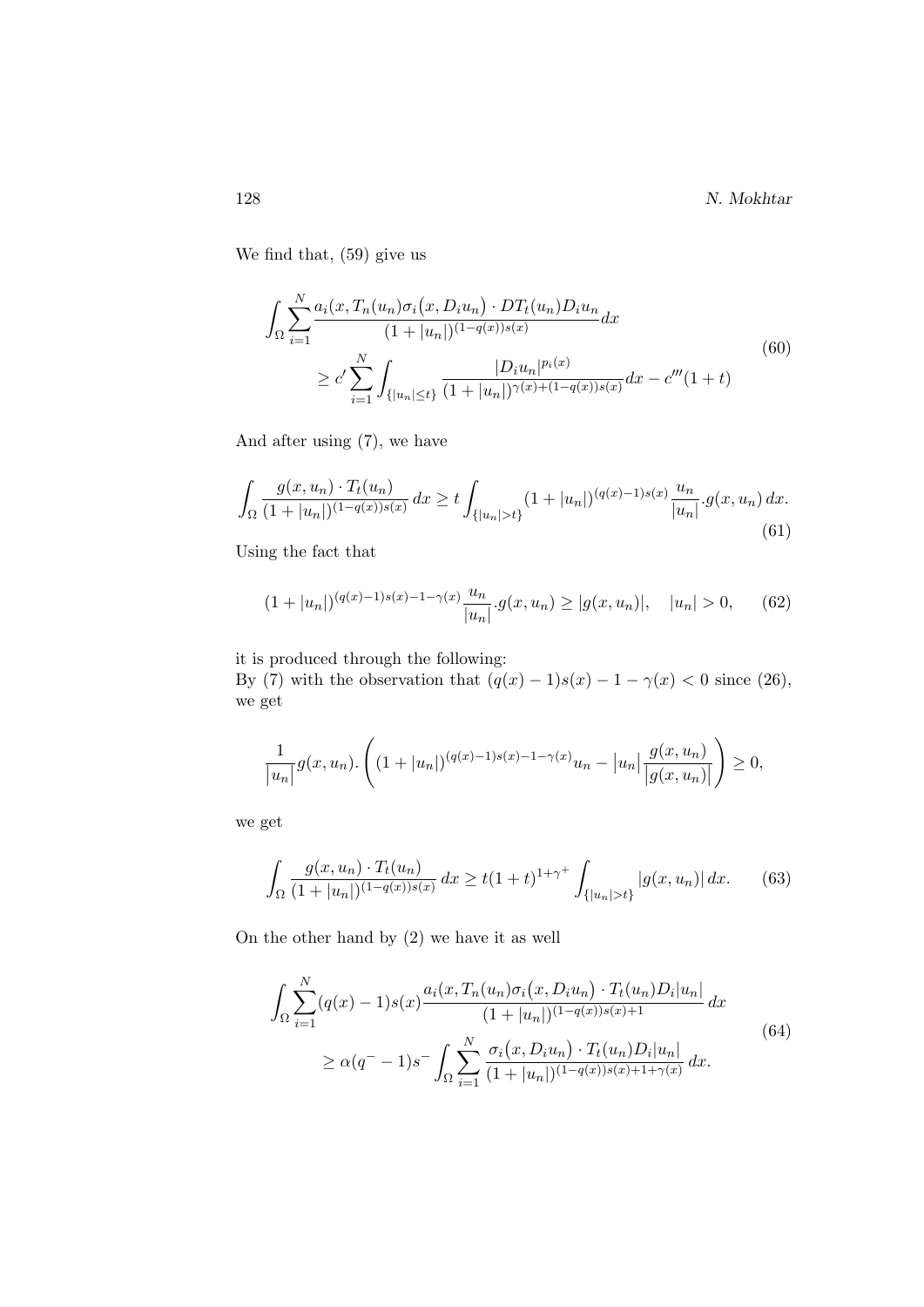We find that, (59) give us

$$\int_\Omega \sum_{i=1}^{N} \frac{a_i(x, T_n(u_n)\sigma_i\big(x, D_i u_n\big) \cdot DT_t(u_n) D_i u_n}{(1+|u_n|)^{(1-q(x))s(x)}} dx \\ \geq c' \sum_{i=1}^{N} \int_{\{|u_n|\leq t\}} \frac{|D_i u_n|^{p_i(x)}}{(1+|u_n|)^{\gamma(x)+(1-q(x))s(x)}} dx - c'''(1+t) \tag{60}$$

And after using (7), we have

$$\int_\Omega \frac{g(x,u_n) \cdot T_t(u_n)}{(1+|u_n|)^{(1-q(x))s(x)}} \, dx \geq t \int_{\{|u_n|>t\}} (1+|u_n|)^{(q(x)-1)s(x)} \frac{u_n}{|u_n|} . g(x,u_n) \, dx. \tag{61}$$

Using the fact that

$$(1+|u_n|)^{(q(x)-1)s(x)-1-\gamma(x)} \frac{u_n}{|u_n|} . g(x,u_n) \geq |g(x,u_n)|, \quad |u_n| > 0, \tag{62}$$

it is produced through the following:
By (7) with the observation that $(q(x)-1)s(x) - 1 - \gamma(x) < 0$ since (26), we get

$$\frac{1}{|u_n|} g(x,u_n) . \left( (1+|u_n|)^{(q(x)-1)s(x)-1-\gamma(x)} u_n - |u_n| \frac{g(x,u_n)}{|g(x,u_n)|} \right) \geq 0,$$

we get

$$\int_\Omega \frac{g(x,u_n) \cdot T_t(u_n)}{(1+|u_n|)^{(1-q(x))s(x)}} \, dx \geq t(1+t)^{1+\gamma^+} \int_{\{|u_n|>t\}} |g(x,u_n)| \, dx. \tag{63}$$

On the other hand by (2) we have it as well

$$\int_\Omega \sum_{i=1}^{N} (q(x)-1)s(x) \frac{a_i(x, T_n(u_n)\sigma_i\big(x, D_i u_n\big) \cdot T_t(u_n) D_i |u_n|}{(1+|u_n|)^{(1-q(x))s(x)+1}} \, dx \\ \geq \alpha(q^- - 1)s^- \int_\Omega \sum_{i=1}^{N} \frac{\sigma_i\big(x, D_i u_n\big) \cdot T_t(u_n) D_i |u_n|}{(1+|u_n|)^{(1-q(x))s(x)+1+\gamma(x)}} \, dx. \tag{64}$$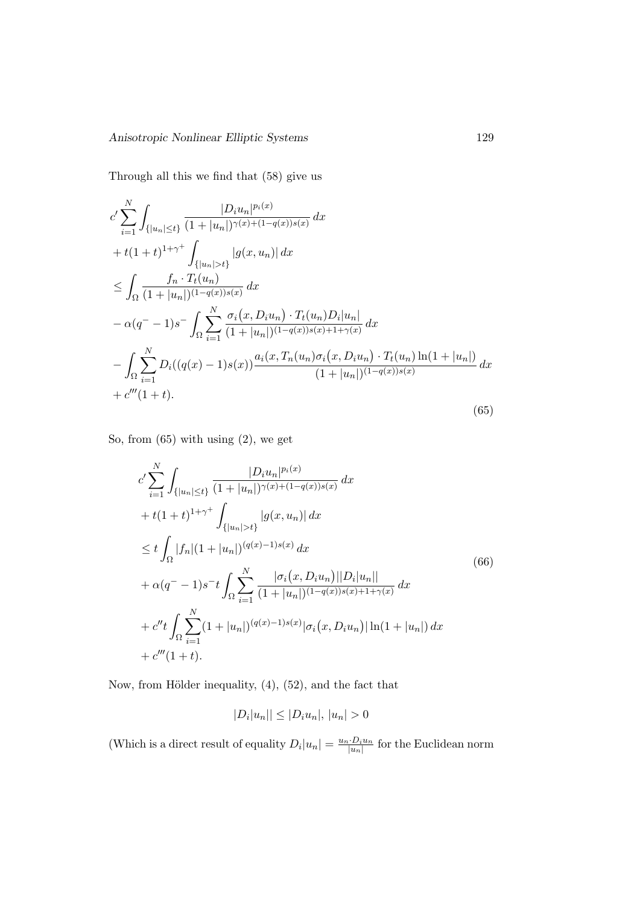Through all this we find that (58) give us

$$
\begin{aligned}
& c' \sum_{i=1}^{N} \int_{\{|u_n| \le t\}} \frac{|D_i u_n|^{p_i(x)}}{(1+|u_n|)^{\gamma(x)+(1-q(x))s(x)}}\, dx \\
& + t(1+t)^{1+\gamma^+} \int_{\{|u_n|>t\}} |g(x,u_n)|\, dx \\
& \le \int_\Omega \frac{f_n \cdot T_t(u_n)}{(1+|u_n|)^{(1-q(x))s(x)}}\, dx \\
& - \alpha(q^- - 1)s^- \int_\Omega \sum_{i=1}^{N} \frac{\sigma_i\big(x, D_i u_n\big) \cdot T_t(u_n) D_i|u_n|}{(1+|u_n|)^{(1-q(x))s(x)+1+\gamma(x)}}\, dx \\
& - \int_\Omega \sum_{i=1}^{N} D_i((q(x)-1)s(x)) \frac{a_i(x, T_n(u_n)\sigma_i\big(x, D_i u_n\big) \cdot T_t(u_n) \ln(1+|u_n|)}{(1+|u_n|)^{(1-q(x))s(x)}}\, dx \\
& + c'''(1+t).
\end{aligned}
\tag{65}
$$

So, from (65) with using (2), we get

$$
\begin{aligned}
& c' \sum_{i=1}^{N} \int_{\{|u_n| \le t\}} \frac{|D_i u_n|^{p_i(x)}}{(1+|u_n|)^{\gamma(x)+(1-q(x))s(x)}}\, dx \\
& + t(1+t)^{1+\gamma^+} \int_{\{|u_n|>t\}} |g(x,u_n)|\, dx \\
& \le t \int_\Omega |f_n| (1+|u_n|)^{(q(x)-1)s(x)}\, dx \\
& + \alpha(q^- - 1)s^- t \int_\Omega \sum_{i=1}^{N} \frac{|\sigma_i\big(x, D_i u_n\big)||D_i|u_n||}{(1+|u_n|)^{(1-q(x))s(x)+1+\gamma(x)}}\, dx \\
& + c'' t \int_\Omega \sum_{i=1}^{N} (1+|u_n|)^{(q(x)-1)s(x)} |\sigma_i\big(x, D_i u_n\big)| \ln(1+|u_n|)\, dx \\
& + c'''(1+t).
\end{aligned}
\tag{66}
$$

Now, from Hölder inequality, (4), (52), and the fact that

$$
|D_i|u_n|| \le |D_i u_n|,\ |u_n| > 0
$$

(Which is a direct result of equality $D_i|u_n| = \frac{u_n \cdot D_i u_n}{|u_n|}$ for the Euclidean norm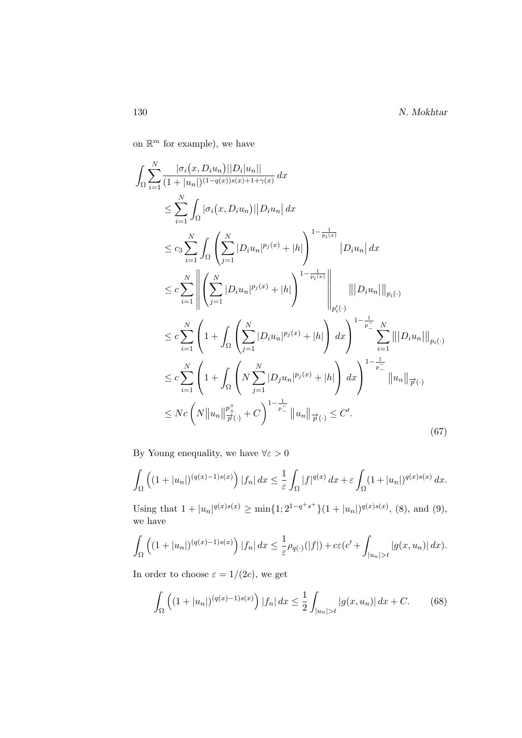on $\mathbb{R}^m$ for example), we have

$$
\begin{aligned}
\int_\Omega \sum_{i=1}^N & \frac{|\sigma_i(x, D_i u_n)||D_i|u_n||}{(1+|u_n|)^{(1-q(x))s(x)+1+\gamma(x)}}\, dx \\
&\leq \sum_{i=1}^N \int_\Omega |\sigma_i(x, D_i u_n)|\big|D_i u_n\big|\, dx \\
&\leq c_3 \sum_{i=1}^N \int_\Omega \left( \sum_{j=1}^N |D_i u_n|^{p_j(x)} + |h| \right)^{1-\frac{1}{p_i(x)}} \big|D_i u_n\big|\, dx \\
&\leq c \sum_{i=1}^N \left\| \left( \sum_{j=1}^N |D_i u_n|^{p_j(x)} + |h| \right)^{1-\frac{1}{p_i(x)}} \right\|_{p_i'(\cdot)} \big\||D_i u_n|\big\|_{p_i(\cdot)} \\
&\leq c \sum_{i=1}^N \left( 1 + \int_\Omega \left( \sum_{j=1}^N |D_i u_n|^{p_j(x)} + |h| \right) dx \right)^{1-\frac{1}{p_-^-}} \sum_{i=1}^N \big\||D_i u_n|\big\|_{p_i(\cdot)} \\
&\leq c \sum_{i=1}^N \left( 1 + \int_\Omega \left( N \sum_{j=1}^N |D_j u_n|^{p_j(x)} + |h| \right) dx \right)^{1-\frac{1}{p_-^-}} \big\|u_n\big\|_{\overrightarrow{p}(\cdot)} \\
&\leq Nc \left( N \big\|u_n\big\|_{\overrightarrow{p}(\cdot)}^{p_+^+} + C \right)^{1-\frac{1}{p_-^-}} \big\|u_n\big\|_{\overrightarrow{p}(\cdot)} \leq C'.
\end{aligned}
\tag{67}
$$

By Young enequality, we have $\forall \varepsilon > 0$

$$
\int_\Omega \Big( (1+|u_n|)^{(q(x)-1)s(x)} \Big) |f_n|\, dx \leq \frac{1}{\varepsilon} \int_\Omega |f|^{q(x)}\, dx + \varepsilon \int_\Omega (1+|u_n|)^{q(x)s(x)}\, dx.
$$

Using that $1+|u_n|^{q(x)s(x)} \geq \min\{1; 2^{1-q^+s^+}\}(1+|u_n|)^{q(x)s(x)}$, (8), and (9), we have

$$
\int_\Omega \Big( (1+|u_n|)^{(q(x)-1)s(x)} \Big) |f_n|\, dx \leq \frac{1}{\varepsilon} \rho_{q(\cdot)}(|f|) + c\varepsilon (c' + \int_{|u_n|>t} |g(x, u_n)|\, dx).
$$

In order to choose $\varepsilon = 1/(2c)$, we get

$$
\int_\Omega \Big( (1+|u_n|)^{(q(x)-1)s(x)} \Big) |f_n|\, dx \leq \frac{1}{2} \int_{|u_n|>t} |g(x, u_n)|\, dx + C. \tag{68}
$$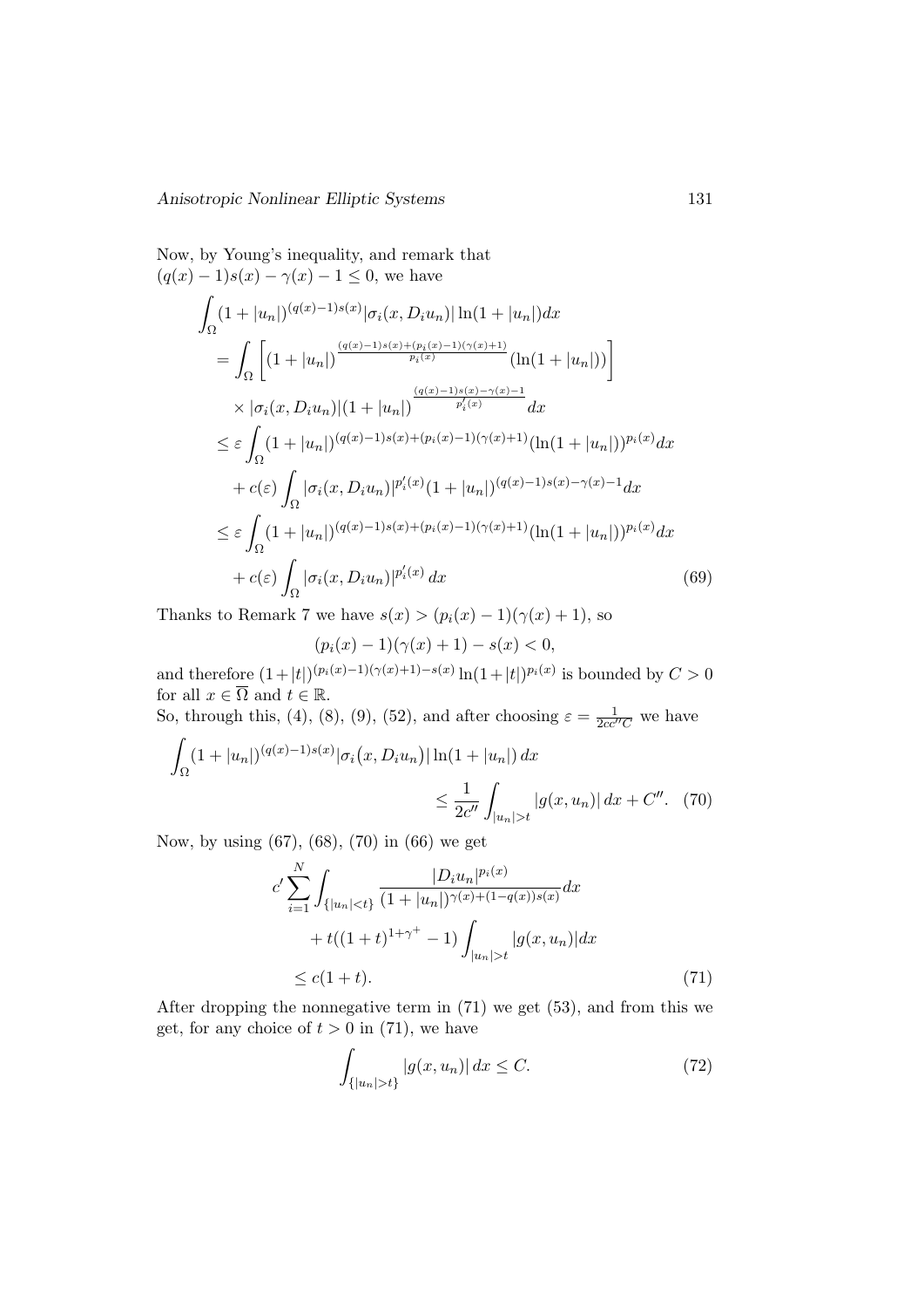Now, by Young's inequality, and remark that $(q(x)-1)s(x)-\gamma(x)-1\leq 0$, we have

$$
\begin{aligned}
\int_\Omega &(1+|u_n|)^{(q(x)-1)s(x)}|\sigma_i(x,D_iu_n)|\ln(1+|u_n|)dx\\
&=\int_\Omega\left[(1+|u_n|)^{\frac{(q(x)-1)s(x)+(p_i(x)-1)(\gamma(x)+1)}{p_i(x)}}(\ln(1+|u_n|))\right]\\
&\quad\times|\sigma_i(x,D_iu_n)|(1+|u_n|)^{\frac{(q(x)-1)s(x)-\gamma(x)-1}{p_i'(x)}}dx\\
&\leq\varepsilon\int_\Omega(1+|u_n|)^{(q(x)-1)s(x)+(p_i(x)-1)(\gamma(x)+1)}(\ln(1+|u_n|))^{p_i(x)}dx\\
&\quad+c(\varepsilon)\int_\Omega|\sigma_i(x,D_iu_n)|^{p_i'(x)}(1+|u_n|)^{(q(x)-1)s(x)-\gamma(x)-1}dx\\
&\leq\varepsilon\int_\Omega(1+|u_n|)^{(q(x)-1)s(x)+(p_i(x)-1)(\gamma(x)+1)}(\ln(1+|u_n|))^{p_i(x)}dx\\
&\quad+c(\varepsilon)\int_\Omega|\sigma_i(x,D_iu_n)|^{p_i'(x)}\,dx \qquad (69)
\end{aligned}
$$

Thanks to Remark 7 we have $s(x)>(p_i(x)-1)(\gamma(x)+1)$, so

$$
(p_i(x)-1)(\gamma(x)+1)-s(x)<0,
$$

and therefore $(1+|t|)^{(p_i(x)-1)(\gamma(x)+1)-s(x)}\ln(1+|t|)^{p_i(x)}$ is bounded by $C>0$ for all $x\in\overline{\Omega}$ and $t\in\mathbb{R}$.
So, through this, (4), (8), (9), (52), and after choosing $\varepsilon=\frac{1}{2cc''C}$ we have

$$
\int_\Omega(1+|u_n|)^{(q(x)-1)s(x)}|\sigma_i\big(x,D_iu_n\big)|\ln(1+|u_n|)\,dx
\leq\frac{1}{2c''}\int_{|u_n|>t}|g(x,u_n)|\,dx+C''. \quad (70)
$$

Now, by using (67), (68), (70) in (66) we get

$$
\begin{aligned}
c'\sum_{i=1}^N&\int_{\{|u_n|<t\}}\frac{|D_iu_n|^{p_i(x)}}{(1+|u_n|)^{\gamma(x)+(1-q(x))s(x)}}dx\\
&+t((1+t)^{1+\gamma^+}-1)\int_{|u_n|>t}|g(x,u_n)|dx\\
&\leq c(1+t). \qquad (71)
\end{aligned}
$$

After dropping the nonnegative term in (71) we get (53), and from this we get, for any choice of $t>0$ in (71), we have

$$
\int_{\{|u_n|>t\}}|g(x,u_n)|\,dx\leq C. \quad (72)
$$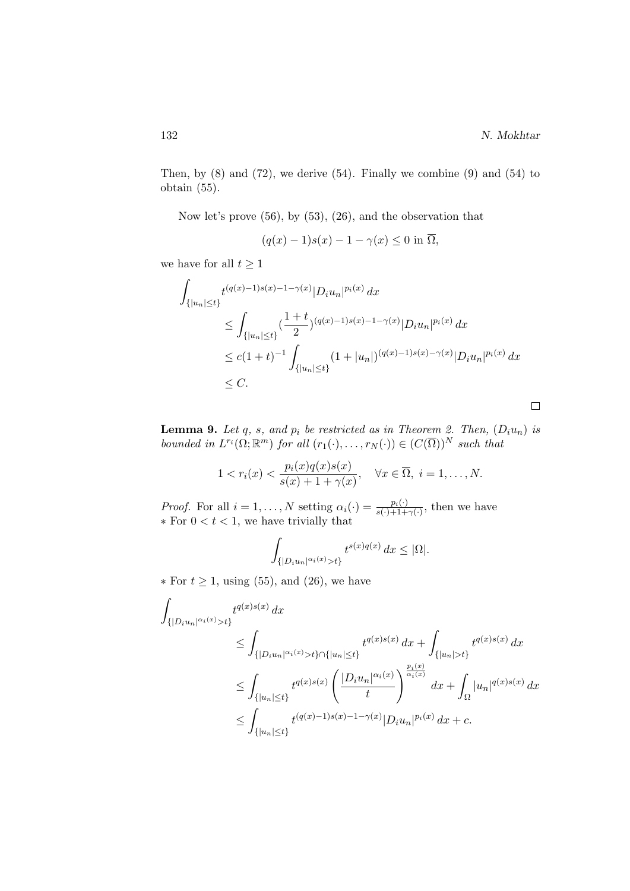Then, by (8) and (72), we derive (54). Finally we combine (9) and (54) to obtain (55).

Now let's prove (56), by (53), (26), and the observation that

$$(q(x)-1)s(x)-1-\gamma(x) \leq 0 \text{ in } \overline{\Omega},$$

we have for all $t \geq 1$

$$\begin{aligned}
\int_{\{|u_n|\leq t\}} & t^{(q(x)-1)s(x)-1-\gamma(x)}|D_i u_n|^{p_i(x)}\,dx \\
&\leq \int_{\{|u_n|\leq t\}} (\frac{1+t}{2})^{(q(x)-1)s(x)-1-\gamma(x)}|D_i u_n|^{p_i(x)}\,dx \\
&\leq c(1+t)^{-1}\int_{\{|u_n|\leq t\}} (1+|u_n|)^{(q(x)-1)s(x)-\gamma(x)}|D_i u_n|^{p_i(x)}\,dx \\
&\leq C.
\end{aligned}$$

□

**Lemma 9.** *Let $q$, $s$, and $p_i$ be restricted as in Theorem 2. Then, $(D_i u_n)$ is bounded in $L^{r_i}(\Omega;\mathbb{R}^m)$ for all $(r_1(\cdot),\ldots,r_N(\cdot)) \in (C(\overline{\Omega}))^N$ such that*

$$1 < r_i(x) < \frac{p_i(x)q(x)s(x)}{s(x)+1+\gamma(x)}, \quad \forall x \in \overline{\Omega},\ i=1,\ldots,N.$$

*Proof.* For all $i=1,\ldots,N$ setting $\alpha_i(\cdot) = \frac{p_i(\cdot)}{s(\cdot)+1+\gamma(\cdot)}$, then we have
* For $0 < t < 1$, we have trivially that

$$\int_{\{|D_i u_n|^{\alpha_i(x)}>t\}} t^{s(x)q(x)}\,dx \leq |\Omega|.$$

* For $t \geq 1$, using (55), and (26), we have

$$\begin{aligned}
\int_{\{|D_i u_n|^{\alpha_i(x)}>t\}} & t^{q(x)s(x)}\,dx \\
&\leq \int_{\{|D_i u_n|^{\alpha_i(x)}>t\}\cap\{|u_n|\leq t\}} t^{q(x)s(x)}\,dx + \int_{\{|u_n|>t\}} t^{q(x)s(x)}\,dx \\
&\leq \int_{\{|u_n|\leq t\}} t^{q(x)s(x)}\left(\frac{|D_i u_n|^{\alpha_i(x)}}{t}\right)^{\frac{p_i(x)}{\alpha_i(x)}}\,dx + \int_{\Omega}|u_n|^{q(x)s(x)}\,dx \\
&\leq \int_{\{|u_n|\leq t\}} t^{(q(x)-1)s(x)-1-\gamma(x)}|D_i u_n|^{p_i(x)}\,dx + c.
\end{aligned}$$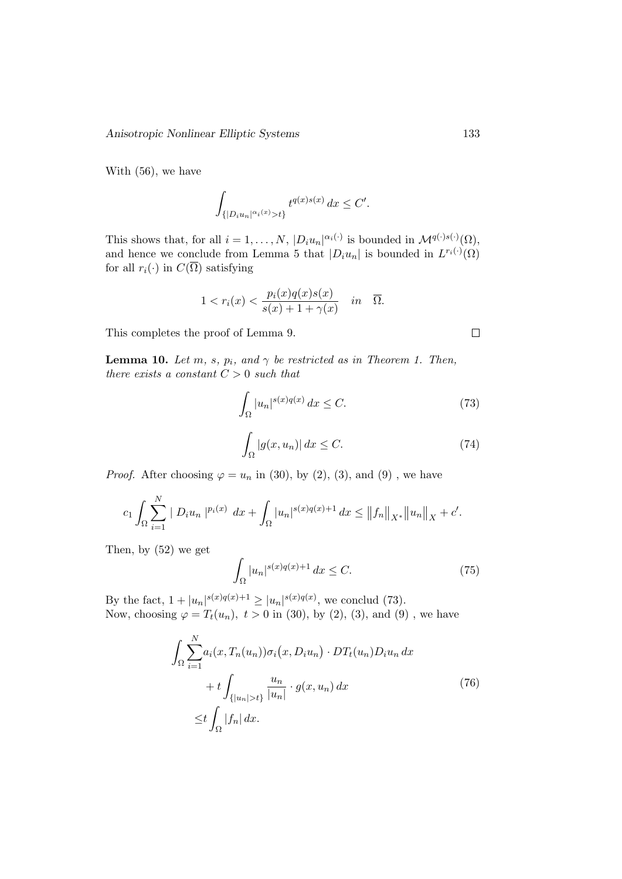With (56), we have

$$\int_{\{|D_i u_n|^{\alpha_i(x)}>t\}} t^{q(x)s(x)}\, dx \le C'.$$

This shows that, for all $i = 1, \dots, N$, $|D_i u_n|^{\alpha_i(\cdot)}$ is bounded in $\mathcal{M}^{q(\cdot)s(\cdot)}(\Omega)$, and hence we conclude from Lemma 5 that $|D_i u_n|$ is bounded in $L^{r_i(\cdot)}(\Omega)$ for all $r_i(\cdot)$ in $C(\overline{\Omega})$ satisfying

$$1 < r_i(x) < \frac{p_i(x)q(x)s(x)}{s(x)+1+\gamma(x)} \quad in \quad \overline{\Omega}.$$

This completes the proof of Lemma 9. □

**Lemma 10.** *Let $m$, $s$, $p_i$, and $\gamma$ be restricted as in Theorem 1. Then, there exists a constant $C > 0$ such that*

$$\int_\Omega |u_n|^{s(x)q(x)}\, dx \le C. \tag{73}$$

$$\int_\Omega |g(x,u_n)|\, dx \le C. \tag{74}$$

*Proof.* After choosing $\varphi = u_n$ in (30), by (2), (3), and (9) , we have

$$c_1 \int_\Omega \sum_{i=1}^N |\; D_i u_n \;|^{p_i(x)}\; dx + \int_\Omega |u_n|^{s(x)q(x)+1}\, dx \le \|f_n\|_{X^*}\|u_n\|_X + c'.$$

Then, by (52) we get

$$\int_\Omega |u_n|^{s(x)q(x)+1}\, dx \le C. \tag{75}$$

By the fact, $1 + |u_n|^{s(x)q(x)+1} \ge |u_n|^{s(x)q(x)}$, we conclud (73).
Now, choosing $\varphi = T_t(u_n)$, $t > 0$ in (30), by (2), (3), and (9) , we have

$$\begin{aligned}\int_\Omega \sum_{i=1}^N & a_i(x, T_n(u_n))\sigma_i\big(x, D_i u_n\big)\cdot DT_t(u_n) D_i u_n\, dx \\ & + t\int_{\{|u_n|>t\}} \frac{u_n}{|u_n|}\cdot g(x,u_n)\, dx \\ \le & t\int_\Omega |f_n|\, dx.\end{aligned} \tag{76}$$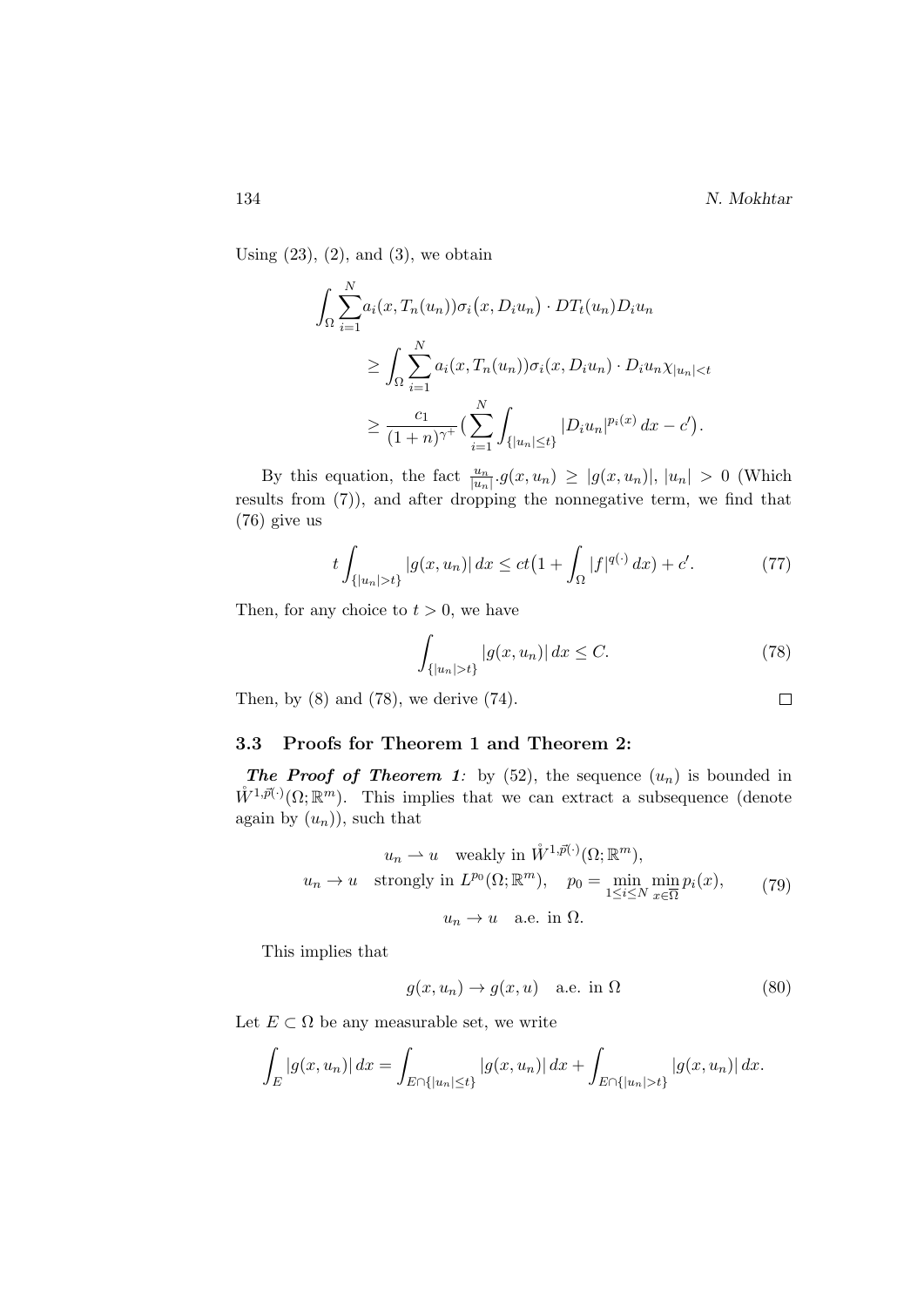Using (23), (2), and (3), we obtain

$$
\begin{aligned}
\int_\Omega \sum_{i=1}^N & a_i(x, T_n(u_n))\sigma_i\big(x, D_i u_n\big) \cdot DT_t(u_n) D_i u_n \\
&\geq \int_\Omega \sum_{i=1}^N a_i(x, T_n(u_n))\sigma_i(x, D_i u_n) \cdot D_i u_n \chi_{|u_n|<t} \\
&\geq \frac{c_1}{(1+n)^{\gamma^+}} \Big( \sum_{i=1}^N \int_{\{|u_n|\leq t\}} |D_i u_n|^{p_i(x)}\, dx - c' \Big).
\end{aligned}
$$

By this equation, the fact $\frac{u_n}{|u_n|}.g(x,u_n) \geq |g(x,u_n)|$, $|u_n| > 0$ (Which results from (7)), and after dropping the nonnegative term, we find that (76) give us

$$
t \int_{\{|u_n|>t\}} |g(x,u_n)|\, dx \leq ct\big(1 + \int_\Omega |f|^{q(\cdot)}\, dx\big) + c'. \tag{77}
$$

Then, for any choice to $t > 0$, we have

$$
\int_{\{|u_n|>t\}} |g(x,u_n)|\, dx \leq C. \tag{78}
$$

Then, by (8) and (78), we derive (74). $\square$

### 3.3 Proofs for Theorem 1 and Theorem 2:

***The Proof of Theorem 1****:* by (52), the sequence $(u_n)$ is bounded in $\mathring{W}^{1,\vec{p}(\cdot)}(\Omega;\mathbb{R}^m)$. This implies that we can extract a subsequence (denote again by $(u_n)$), such that

$$
\begin{gathered}
u_n \rightharpoonup u \quad \text{weakly in } \mathring{W}^{1,\vec{p}(\cdot)}(\Omega;\mathbb{R}^m), \\
u_n \to u \quad \text{strongly in } L^{p_0}(\Omega;\mathbb{R}^m), \quad p_0 = \min_{1\leq i\leq N} \min_{x\in\overline{\Omega}} p_i(x), \\
u_n \to u \quad \text{a.e. in } \Omega.
\end{gathered} \tag{79}
$$

This implies that

$$
g(x,u_n) \to g(x,u) \quad \text{a.e. in } \Omega \tag{80}
$$

Let $E \subset \Omega$ be any measurable set, we write

$$
\int_E |g(x,u_n)|\, dx = \int_{E\cap\{|u_n|\leq t\}} |g(x,u_n)|\, dx + \int_{E\cap\{|u_n|>t\}} |g(x,u_n)|\, dx.
$$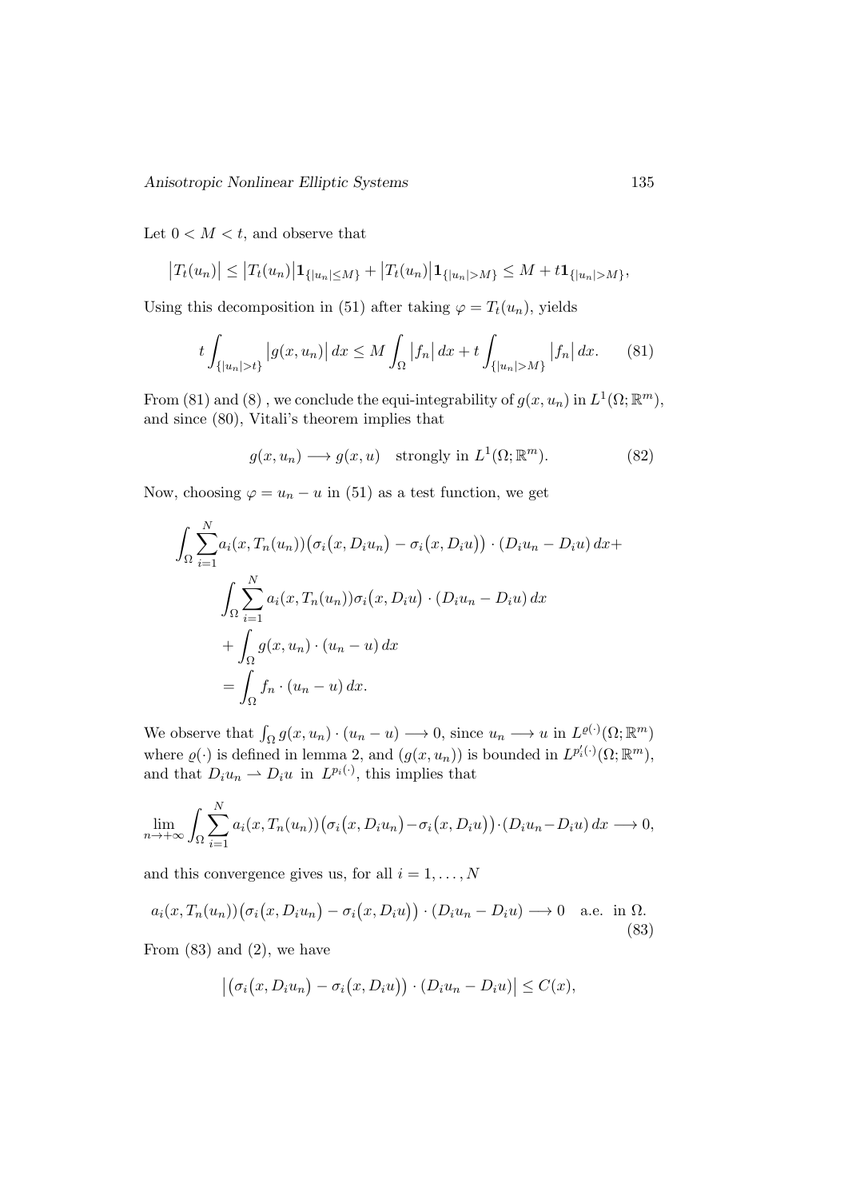Let $0 < M < t$, and observe that

$$\big|T_t(u_n)\big| \leq \big|T_t(u_n)\big|\mathbf{1}_{\{|u_n|\leq M\}} + \big|T_t(u_n)\big|\mathbf{1}_{\{|u_n|>M\}} \leq M + t\mathbf{1}_{\{|u_n|>M\}},$$

Using this decomposition in (51) after taking $\varphi = T_t(u_n)$, yields

$$t\int_{\{|u_n|>t\}} \big|g(x,u_n)\big|\,dx \leq M\int_\Omega \big|f_n\big|\,dx + t\int_{\{|u_n|>M\}} \big|f_n\big|\,dx. \tag{81}$$

From (81) and (8) , we conclude the equi-integrability of $g(x,u_n)$ in $L^1(\Omega;\mathbb{R}^m)$, and since (80), Vitali's theorem implies that

$$g(x,u_n) \longrightarrow g(x,u) \quad \text{strongly in } L^1(\Omega;\mathbb{R}^m). \tag{82}$$

Now, choosing $\varphi = u_n - u$ in (51) as a test function, we get

$$\begin{aligned}
\int_\Omega \sum_{i=1}^N & a_i(x,T_n(u_n))\big(\sigma_i\big(x,D_iu_n\big) - \sigma_i\big(x,D_iu\big)\big)\cdot(D_iu_n - D_iu)\,dx + \\
&\int_\Omega \sum_{i=1}^N a_i(x,T_n(u_n))\sigma_i\big(x,D_iu\big)\cdot(D_iu_n - D_iu)\,dx \\
&+ \int_\Omega g(x,u_n)\cdot(u_n - u)\,dx \\
&= \int_\Omega f_n\cdot(u_n - u)\,dx.
\end{aligned}$$

We observe that $\int_\Omega g(x,u_n)\cdot(u_n-u) \longrightarrow 0$, since $u_n \longrightarrow u$ in $L^{\varrho(\cdot)}(\Omega;\mathbb{R}^m)$ where $\varrho(\cdot)$ is defined in lemma 2, and $(g(x,u_n))$ is bounded in $L^{p_i'(\cdot)}(\Omega;\mathbb{R}^m)$, and that $D_iu_n \rightharpoonup D_iu$ in $L^{p_i(\cdot)}$, this implies that

$$\lim_{n\to+\infty}\int_\Omega \sum_{i=1}^N a_i(x,T_n(u_n))\big(\sigma_i\big(x,D_iu_n\big)-\sigma_i\big(x,D_iu\big)\big)\cdot(D_iu_n - D_iu)\,dx \longrightarrow 0,$$

and this convergence gives us, for all $i = 1,\ldots,N$

$$a_i(x,T_n(u_n))\big(\sigma_i\big(x,D_iu_n\big) - \sigma_i\big(x,D_iu\big)\big)\cdot(D_iu_n - D_iu) \longrightarrow 0 \quad \text{a.e. in } \Omega. \tag{83}$$

From (83) and (2), we have

$$\big|\big(\sigma_i\big(x,D_iu_n\big) - \sigma_i\big(x,D_iu\big)\big)\cdot(D_iu_n - D_iu)\big| \leq C(x),$$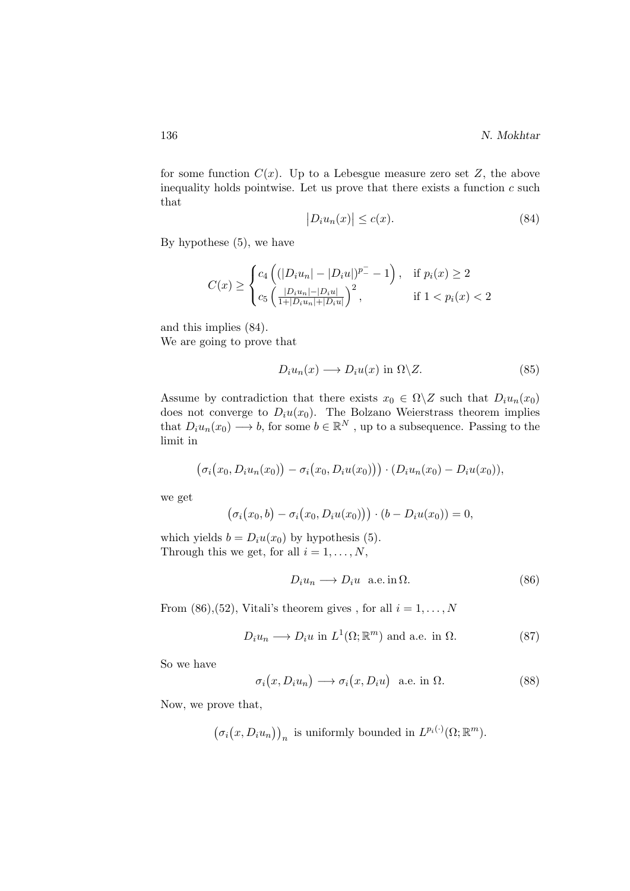for some function $C(x)$. Up to a Lebesgue measure zero set $Z$, the above inequality holds pointwise. Let us prove that there exists a function $c$ such that

$$\big|D_i u_n(x)\big| \leq c(x). \tag{84}$$

By hypothese (5), we have

$$C(x) \geq \begin{cases} c_4 \left( (|D_i u_n| - |D_i u|)^{p_-^-} - 1 \right), & \text{if } p_i(x) \geq 2 \\ c_5 \left( \frac{|D_i u_n| - |D_i u|}{1 + |D_i u_n| + |D_i u|} \right)^2, & \text{if } 1 < p_i(x) < 2 \end{cases}$$

and this implies (84).
We are going to prove that

$$D_i u_n(x) \longrightarrow D_i u(x) \text{ in } \Omega \backslash Z. \tag{85}$$

Assume by contradiction that there exists $x_0 \in \Omega \backslash Z$ such that $D_i u_n(x_0)$ does not converge to $D_i u(x_0)$. The Bolzano Weierstrass theorem implies that $D_i u_n(x_0) \longrightarrow b$, for some $b \in \mathbb{R}^N$ , up to a subsequence. Passing to the limit in

$$\big(\sigma_i\big(x_0, D_i u_n(x_0)\big) - \sigma_i\big(x_0, D_i u(x_0)\big)\big) \cdot (D_i u_n(x_0) - D_i u(x_0)),$$

we get

$$\big(\sigma_i\big(x_0, b\big) - \sigma_i\big(x_0, D_i u(x_0)\big)\big) \cdot (b - D_i u(x_0)) = 0,$$

which yields $b = D_i u(x_0)$ by hypothesis (5).
Through this we get, for all $i = 1, \ldots, N$,

$$D_i u_n \longrightarrow D_i u \ \text{ a.e. in}\, \Omega. \tag{86}$$

From (86),(52), Vitali's theorem gives , for all $i = 1, \ldots, N$

$$D_i u_n \longrightarrow D_i u \text{ in } L^1(\Omega; \mathbb{R}^m) \text{ and a.e. in } \Omega. \tag{87}$$

So we have

$$\sigma_i\big(x, D_i u_n\big) \longrightarrow \sigma_i\big(x, D_i u\big) \ \text{ a.e. in } \Omega. \tag{88}$$

Now, we prove that,

$$\big(\sigma_i\big(x, D_i u_n\big)\big)_n \text{ is uniformly bounded in } L^{p_i(\cdot)}(\Omega; \mathbb{R}^m).$$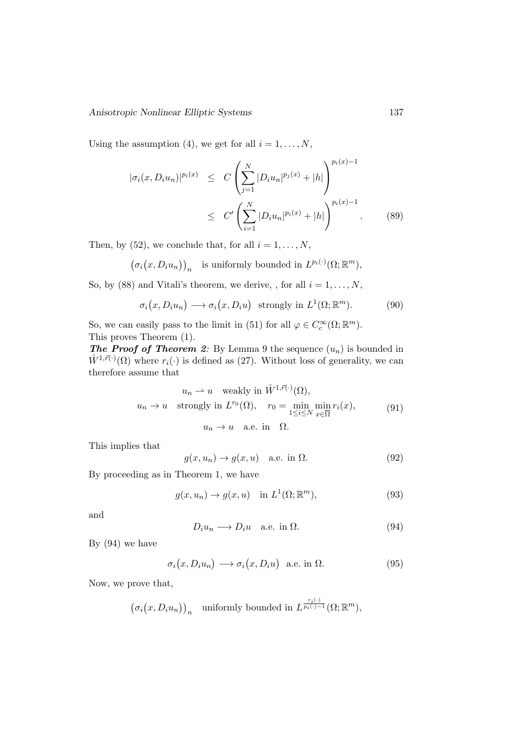Using the assumption (4), we get for all $i = 1, \dots, N$,

$$
\begin{aligned}
|\sigma_i(x, D_i u_n)|^{p_i(x)} &\leq C\left(\sum_{j=1}^{N} |D_i u_n|^{p_j(x)} + |h|\right)^{p_i(x)-1} \\
&\leq C'\left(\sum_{i=1}^{N} |D_i u_n|^{p_i(x)} + |h|\right)^{p_i(x)-1}. \qquad (89)
\end{aligned}
$$

Then, by (52), we conclude that, for all $i = 1, \dots, N$,

$$
\big(\sigma_i\big(x, D_i u_n\big)\big)_n \quad \text{is uniformly bounded in } L^{p_i(\cdot)}(\Omega; \mathbb{R}^m),
$$

So, by (88) and Vitali's theorem, we derive, , for all $i = 1, \dots, N$,

$$
\sigma_i\big(x, D_i u_n\big) \longrightarrow \sigma_i\big(x, D_i u\big) \text{ strongly in } L^1(\Omega; \mathbb{R}^m). \qquad (90)
$$

So, we can easily pass to the limit in (51) for all $\varphi \in C_c^\infty(\Omega; \mathbb{R}^m)$.
This proves Theorem (1).

***The Proof of Theorem 2:*** By Lemma 9 the sequence $(u_n)$ is bounded in $\mathring{W}^{1,\vec{r}(\cdot)}(\Omega)$ where $r_i(\cdot)$ is defined as (27). Without loss of generality, we can therefore assume that

$$
\begin{gathered}
u_n \rightharpoonup u \quad \text{weakly in } \mathring{W}^{1,\vec{r}(\cdot)}(\Omega), \\
u_n \to u \quad \text{strongly in } L^{r_0}(\Omega), \quad r_0 = \min_{1 \leq i \leq N} \min_{x \in \overline{\Omega}} r_i(x), \qquad (91) \\
u_n \to u \quad \text{a.e. in} \quad \Omega.
\end{gathered}
$$

This implies that

$$
g(x, u_n) \to g(x, u) \quad \text{a.e. in } \Omega. \qquad (92)
$$

By proceeding as in Theorem 1, we have

$$
g(x, u_n) \to g(x, u) \quad \text{in } L^1(\Omega; \mathbb{R}^m), \qquad (93)
$$

and

$$
D_i u_n \longrightarrow D_i u \quad \text{a.e. in } \Omega. \qquad (94)
$$

By (94) we have

$$
\sigma_i\big(x, D_i u_n\big) \longrightarrow \sigma_i\big(x, D_i u\big) \text{ a.e. in } \Omega. \qquad (95)
$$

Now, we prove that,

$$
\big(\sigma_i\big(x, D_i u_n\big)\big)_n \quad \text{uniformly bounded in } L^{\frac{r_i(\cdot)}{p_i(\cdot)-1}}(\Omega; \mathbb{R}^m),
$$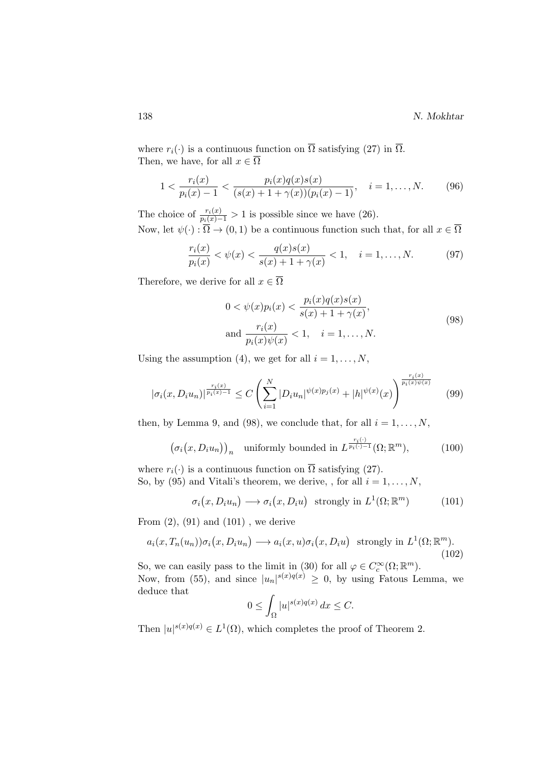where $r_i(\cdot)$ is a continuous function on $\overline{\Omega}$ satisfying (27) in $\overline{\Omega}$.
Then, we have, for all $x \in \overline{\Omega}$

$$1 < \frac{r_i(x)}{p_i(x)-1} < \frac{p_i(x)q(x)s(x)}{(s(x)+1+\gamma(x))(p_i(x)-1)}, \quad i = 1, \dots, N. \tag{96}$$

The choice of $\frac{r_i(x)}{p_i(x)-1} > 1$ is possible since we have (26).
Now, let $\psi(\cdot) : \overline{\Omega} \to (0,1)$ be a continuous function such that, for all $x \in \overline{\Omega}$

$$\frac{r_i(x)}{p_i(x)} < \psi(x) < \frac{q(x)s(x)}{s(x)+1+\gamma(x)} < 1, \quad i = 1, \dots, N. \tag{97}$$

Therefore, we derive for all $x \in \overline{\Omega}$

$$\begin{aligned} 0 < \psi(x)p_i(x) &< \frac{p_i(x)q(x)s(x)}{s(x)+1+\gamma(x)}, \\ \text{and } \frac{r_i(x)}{p_i(x)\psi(x)} &< 1, \quad i = 1, \dots, N. \end{aligned} \tag{98}$$

Using the assumption (4), we get for all $i = 1, \dots, N$,

$$|\sigma_i(x, D_i u_n)|^{\frac{r_i(x)}{p_i(x)-1}} \leq C \left( \sum_{i=1}^{N} |D_i u_n|^{\psi(x)p_j(x)} + |h|^{\psi(x)}(x) \right)^{\frac{r_i(x)}{p_i(x)\psi(x)}} \tag{99}$$

then, by Lemma 9, and (98), we conclude that, for all $i = 1, \dots, N$,

$$\big(\sigma_i\big(x, D_i u_n\big)\big)_n \quad \text{uniformly bounded in } L^{\frac{r_i(\cdot)}{p_i(\cdot)-1}}(\Omega; \mathbb{R}^m), \tag{100}$$

where $r_i(\cdot)$ is a continuous function on $\overline{\Omega}$ satisfying (27).
So, by (95) and Vitali's theorem, we derive, , for all $i = 1, \dots, N$,

$$\sigma_i\big(x, D_i u_n\big) \longrightarrow \sigma_i\big(x, D_i u\big) \text{ strongly in } L^1(\Omega; \mathbb{R}^m) \tag{101}$$

From (2), (91) and (101) , we derive

$$a_i(x, T_n(u_n))\sigma_i\big(x, D_i u_n\big) \longrightarrow a_i(x, u)\sigma_i\big(x, D_i u\big) \text{ strongly in } L^1(\Omega; \mathbb{R}^m). \tag{102}$$

So, we can easily pass to the limit in (30) for all $\varphi \in C_c^{\infty}(\Omega; \mathbb{R}^m)$.
Now, from (55), and since $|u_n|^{s(x)q(x)} \geq 0$, by using Fatous Lemma, we deduce that

$$0 \leq \int_{\Omega} |u|^{s(x)q(x)} \, dx \leq C.$$

Then $|u|^{s(x)q(x)} \in L^1(\Omega)$, which completes the proof of Theorem 2.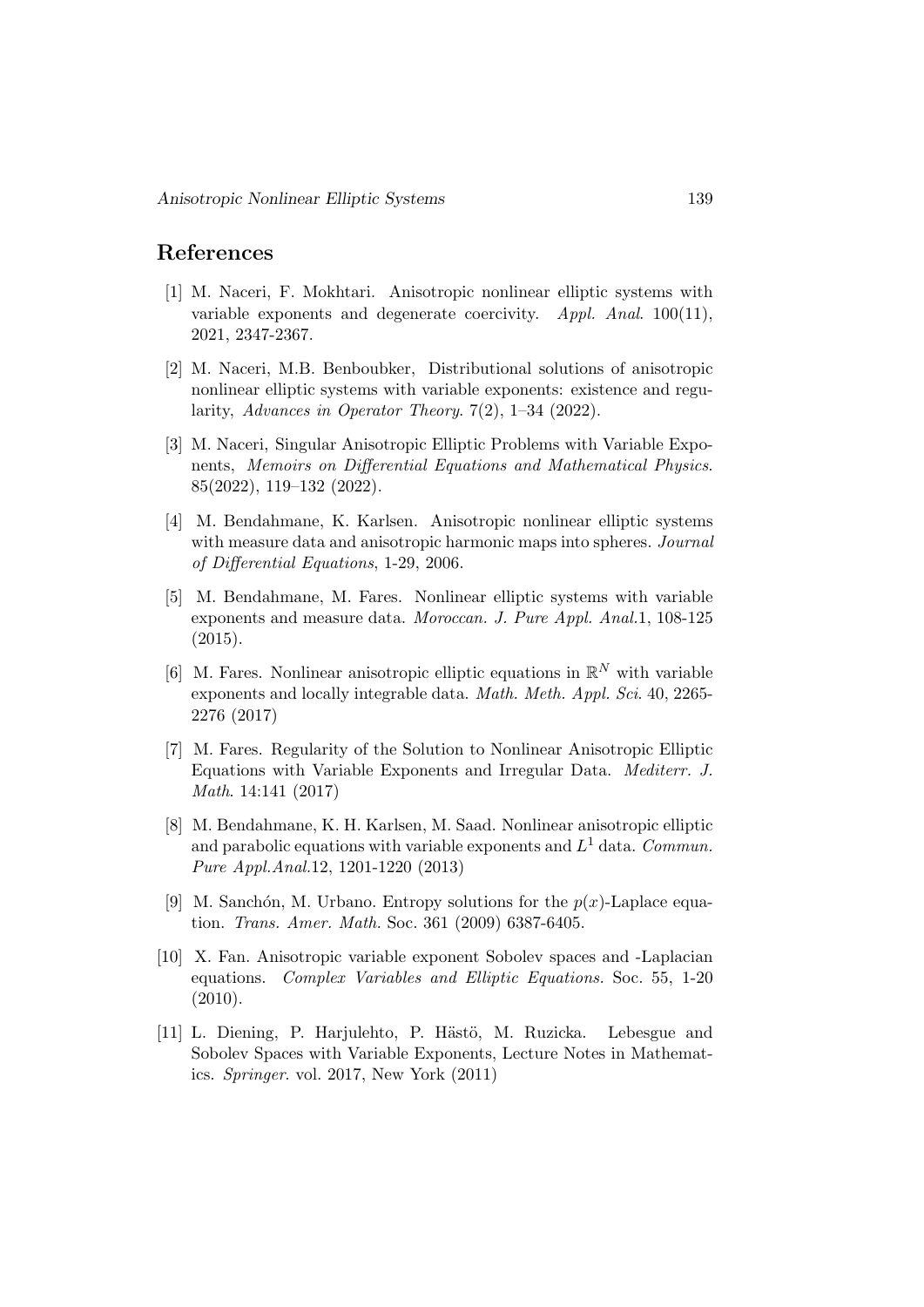## References

[1] M. Naceri, F. Mokhtari. Anisotropic nonlinear elliptic systems with variable exponents and degenerate coercivity. *Appl. Anal*. 100(11), 2021, 2347-2367.

[2] M. Naceri, M.B. Benboubker, Distributional solutions of anisotropic nonlinear elliptic systems with variable exponents: existence and regularity, *Advances in Operator Theory*. 7(2), 1–34 (2022).

[3] M. Naceri, Singular Anisotropic Elliptic Problems with Variable Exponents, *Memoirs on Differential Equations and Mathematical Physics*. 85(2022), 119–132 (2022).

[4] M. Bendahmane, K. Karlsen. Anisotropic nonlinear elliptic systems with measure data and anisotropic harmonic maps into spheres. *Journal of Differential Equations*, 1-29, 2006.

[5] M. Bendahmane, M. Fares. Nonlinear elliptic systems with variable exponents and measure data. *Moroccan. J. Pure Appl. Anal.*1, 108-125 (2015).

[6] M. Fares. Nonlinear anisotropic elliptic equations in $\mathbb{R}^N$ with variable exponents and locally integrable data. *Math. Meth. Appl. Sci*. 40, 2265-2276 (2017)

[7] M. Fares. Regularity of the Solution to Nonlinear Anisotropic Elliptic Equations with Variable Exponents and Irregular Data. *Mediterr. J. Math*. 14:141 (2017)

[8] M. Bendahmane, K. H. Karlsen, M. Saad. Nonlinear anisotropic elliptic and parabolic equations with variable exponents and $L^1$ data. *Commun. Pure Appl.Anal.*12, 1201-1220 (2013)

[9] M. Sanchón, M. Urbano. Entropy solutions for the $p(x)$-Laplace equation. *Trans. Amer. Math.* Soc. 361 (2009) 6387-6405.

[10] X. Fan. Anisotropic variable exponent Sobolev spaces and -Laplacian equations. *Complex Variables and Elliptic Equations.* Soc. 55, 1-20 (2010).

[11] L. Diening, P. Harjulehto, P. Hästö, M. Ruzicka. Lebesgue and Sobolev Spaces with Variable Exponents, Lecture Notes in Mathematics. *Springer*. vol. 2017, New York (2011)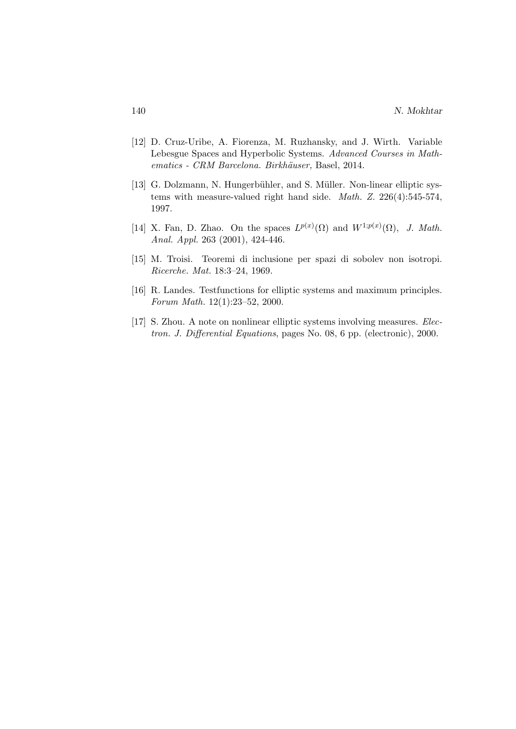[12] D. Cruz-Uribe, A. Fiorenza, M. Ruzhansky, and J. Wirth. Variable Lebesgue Spaces and Hyperbolic Systems. *Advanced Courses in Mathematics - CRM Barcelona. Birkhäuser,* Basel, 2014.

[13] G. Dolzmann, N. Hungerbühler, and S. Müller. Non-linear elliptic systems with measure-valued right hand side. *Math. Z.* 226(4):545-574, 1997.

[14] X. Fan, D. Zhao. On the spaces $L^{p(x)}(\Omega)$ and $W^{1;p(x)}(\Omega)$, *J. Math. Anal. Appl.* 263 (2001), 424-446.

[15] M. Troisi. Teoremi di inclusione per spazi di sobolev non isotropi. *Ricerche. Mat.* 18:3–24, 1969.

[16] R. Landes. Testfunctions for elliptic systems and maximum principles. *Forum Math.* 12(1):23–52, 2000.

[17] S. Zhou. A note on nonlinear elliptic systems involving measures. *Electron. J. Differential Equations*, pages No. 08, 6 pp. (electronic), 2000.